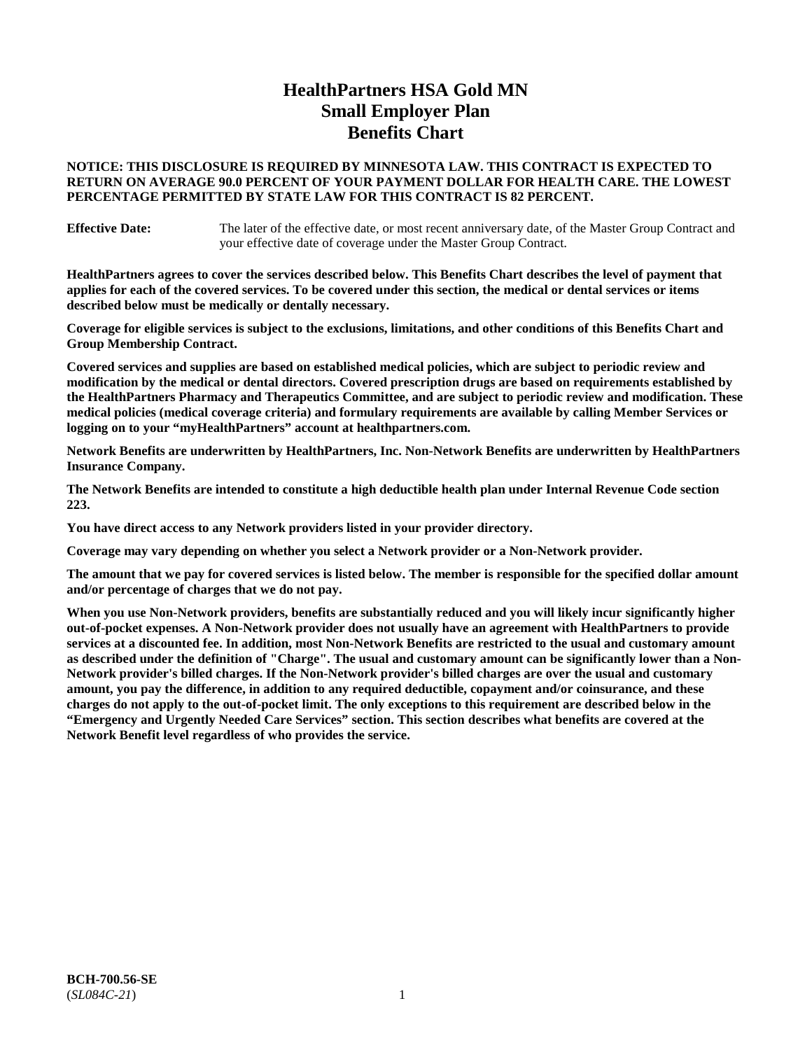# HealthPartners HSA Gold MN
# Small Employer Plan
# Benefits Chart

**NOTICE: THIS DISCLOSURE IS REQUIRED BY MINNESOTA LAW. THIS CONTRACT IS EXPECTED TO RETURN ON AVERAGE 90.0 PERCENT OF YOUR PAYMENT DOLLAR FOR HEALTH CARE. THE LOWEST PERCENTAGE PERMITTED BY STATE LAW FOR THIS CONTRACT IS 82 PERCENT.**

**Effective Date:** The later of the effective date, or most recent anniversary date, of the Master Group Contract and your effective date of coverage under the Master Group Contract.

**HealthPartners agrees to cover the services described below. This Benefits Chart describes the level of payment that applies for each of the covered services. To be covered under this section, the medical or dental services or items described below must be medically or dentally necessary.**

**Coverage for eligible services is subject to the exclusions, limitations, and other conditions of this Benefits Chart and Group Membership Contract.**

**Covered services and supplies are based on established medical policies, which are subject to periodic review and modification by the medical or dental directors. Covered prescription drugs are based on requirements established by the HealthPartners Pharmacy and Therapeutics Committee, and are subject to periodic review and modification. These medical policies (medical coverage criteria) and formulary requirements are available by calling Member Services or logging on to your "myHealthPartners" account at healthpartners.com.**

**Network Benefits are underwritten by HealthPartners, Inc. Non-Network Benefits are underwritten by HealthPartners Insurance Company.**

**The Network Benefits are intended to constitute a high deductible health plan under Internal Revenue Code section 223.**

**You have direct access to any Network providers listed in your provider directory.**

**Coverage may vary depending on whether you select a Network provider or a Non-Network provider.**

**The amount that we pay for covered services is listed below. The member is responsible for the specified dollar amount and/or percentage of charges that we do not pay.**

**When you use Non-Network providers, benefits are substantially reduced and you will likely incur significantly higher out-of-pocket expenses. A Non-Network provider does not usually have an agreement with HealthPartners to provide services at a discounted fee. In addition, most Non-Network Benefits are restricted to the usual and customary amount as described under the definition of "Charge". The usual and customary amount can be significantly lower than a Non-Network provider's billed charges. If the Non-Network provider's billed charges are over the usual and customary amount, you pay the difference, in addition to any required deductible, copayment and/or coinsurance, and these charges do not apply to the out-of-pocket limit. The only exceptions to this requirement are described below in the "Emergency and Urgently Needed Care Services" section. This section describes what benefits are covered at the Network Benefit level regardless of who provides the service.**

**BCH-700.56-SE**
(*SL084C-21*)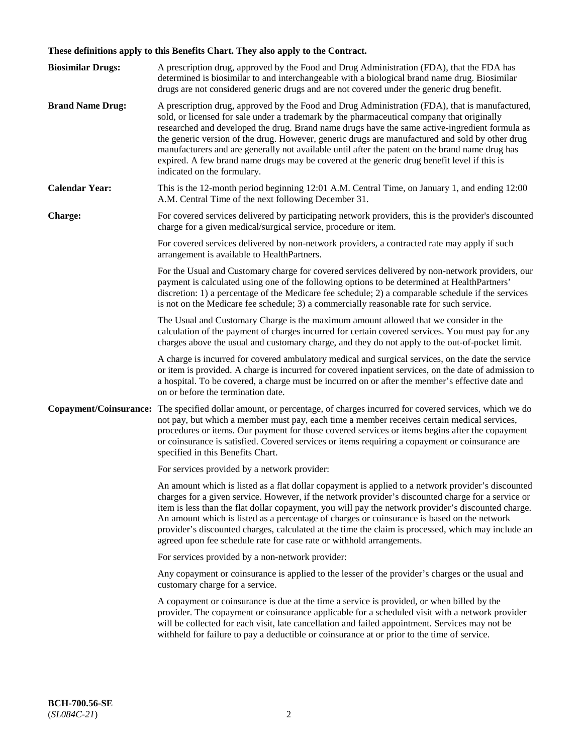**These definitions apply to this Benefits Chart. They also apply to the Contract.**

**Biosimilar Drugs:** A prescription drug, approved by the Food and Drug Administration (FDA), that the FDA has determined is biosimilar to and interchangeable with a biological brand name drug. Biosimilar drugs are not considered generic drugs and are not covered under the generic drug benefit.

**Brand Name Drug:** A prescription drug, approved by the Food and Drug Administration (FDA), that is manufactured, sold, or licensed for sale under a trademark by the pharmaceutical company that originally researched and developed the drug. Brand name drugs have the same active-ingredient formula as the generic version of the drug. However, generic drugs are manufactured and sold by other drug manufacturers and are generally not available until after the patent on the brand name drug has expired. A few brand name drugs may be covered at the generic drug benefit level if this is indicated on the formulary.

**Calendar Year:** This is the 12-month period beginning 12:01 A.M. Central Time, on January 1, and ending 12:00 A.M. Central Time of the next following December 31.

**Charge:** For covered services delivered by participating network providers, this is the provider's discounted charge for a given medical/surgical service, procedure or item.

For covered services delivered by non-network providers, a contracted rate may apply if such arrangement is available to HealthPartners.

For the Usual and Customary charge for covered services delivered by non-network providers, our payment is calculated using one of the following options to be determined at HealthPartners' discretion: 1) a percentage of the Medicare fee schedule; 2) a comparable schedule if the services is not on the Medicare fee schedule; 3) a commercially reasonable rate for such service.

The Usual and Customary Charge is the maximum amount allowed that we consider in the calculation of the payment of charges incurred for certain covered services. You must pay for any charges above the usual and customary charge, and they do not apply to the out-of-pocket limit.

A charge is incurred for covered ambulatory medical and surgical services, on the date the service or item is provided. A charge is incurred for covered inpatient services, on the date of admission to a hospital. To be covered, a charge must be incurred on or after the member's effective date and on or before the termination date.

**Copayment/Coinsurance:** The specified dollar amount, or percentage, of charges incurred for covered services, which we do not pay, but which a member must pay, each time a member receives certain medical services, procedures or items. Our payment for those covered services or items begins after the copayment or coinsurance is satisfied. Covered services or items requiring a copayment or coinsurance are specified in this Benefits Chart.

For services provided by a network provider:

An amount which is listed as a flat dollar copayment is applied to a network provider's discounted charges for a given service. However, if the network provider's discounted charge for a service or item is less than the flat dollar copayment, you will pay the network provider's discounted charge. An amount which is listed as a percentage of charges or coinsurance is based on the network provider's discounted charges, calculated at the time the claim is processed, which may include an agreed upon fee schedule rate for case rate or withhold arrangements.

For services provided by a non-network provider:

Any copayment or coinsurance is applied to the lesser of the provider's charges or the usual and customary charge for a service.

A copayment or coinsurance is due at the time a service is provided, or when billed by the provider. The copayment or coinsurance applicable for a scheduled visit with a network provider will be collected for each visit, late cancellation and failed appointment. Services may not be withheld for failure to pay a deductible or coinsurance at or prior to the time of service.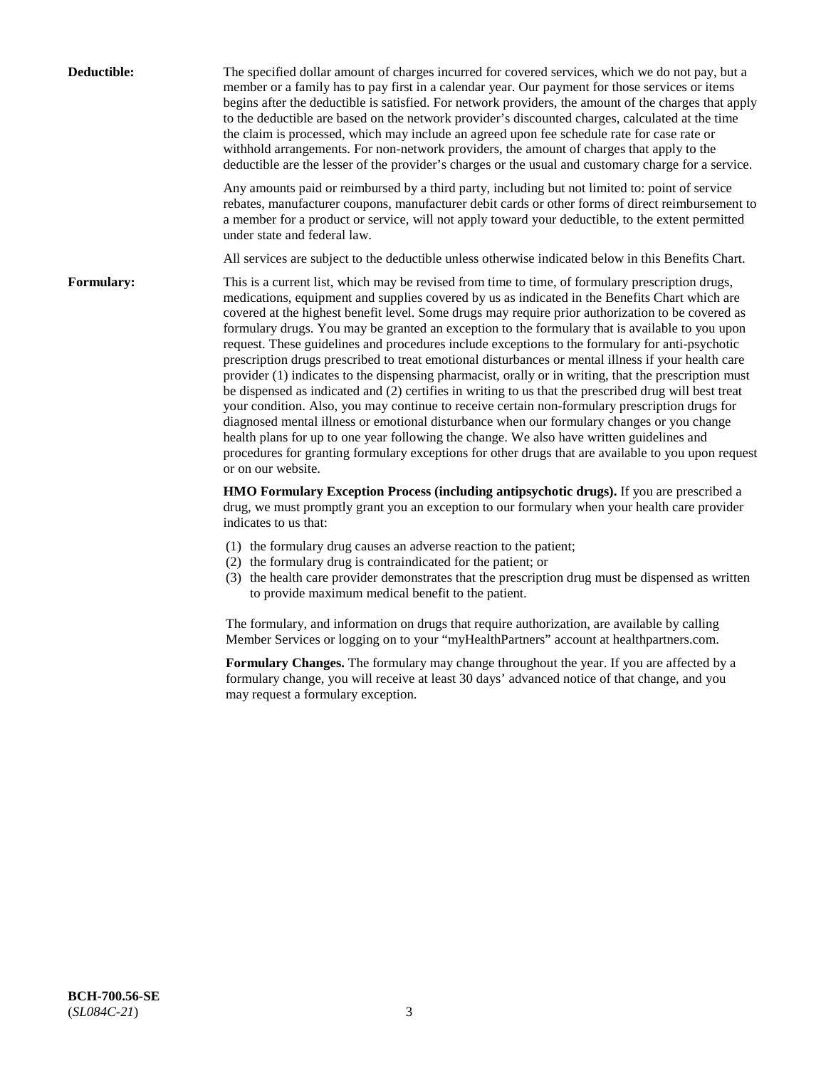**Deductible:** The specified dollar amount of charges incurred for covered services, which we do not pay, but a member or a family has to pay first in a calendar year. Our payment for those services or items begins after the deductible is satisfied. For network providers, the amount of the charges that apply to the deductible are based on the network provider's discounted charges, calculated at the time the claim is processed, which may include an agreed upon fee schedule rate for case rate or withhold arrangements. For non-network providers, the amount of charges that apply to the deductible are the lesser of the provider's charges or the usual and customary charge for a service.

Any amounts paid or reimbursed by a third party, including but not limited to: point of service rebates, manufacturer coupons, manufacturer debit cards or other forms of direct reimbursement to a member for a product or service, will not apply toward your deductible, to the extent permitted under state and federal law.

All services are subject to the deductible unless otherwise indicated below in this Benefits Chart.

**Formulary:** This is a current list, which may be revised from time to time, of formulary prescription drugs, medications, equipment and supplies covered by us as indicated in the Benefits Chart which are covered at the highest benefit level. Some drugs may require prior authorization to be covered as formulary drugs. You may be granted an exception to the formulary that is available to you upon request. These guidelines and procedures include exceptions to the formulary for anti-psychotic prescription drugs prescribed to treat emotional disturbances or mental illness if your health care provider (1) indicates to the dispensing pharmacist, orally or in writing, that the prescription must be dispensed as indicated and (2) certifies in writing to us that the prescribed drug will best treat your condition. Also, you may continue to receive certain non-formulary prescription drugs for diagnosed mental illness or emotional disturbance when our formulary changes or you change health plans for up to one year following the change. We also have written guidelines and procedures for granting formulary exceptions for other drugs that are available to you upon request or on our website.

**HMO Formulary Exception Process (including antipsychotic drugs).** If you are prescribed a drug, we must promptly grant you an exception to our formulary when your health care provider indicates to us that:

(1) the formulary drug causes an adverse reaction to the patient;
(2) the formulary drug is contraindicated for the patient; or
(3) the health care provider demonstrates that the prescription drug must be dispensed as written to provide maximum medical benefit to the patient.

The formulary, and information on drugs that require authorization, are available by calling Member Services or logging on to your "myHealthPartners" account at healthpartners.com.

**Formulary Changes.** The formulary may change throughout the year. If you are affected by a formulary change, you will receive at least 30 days' advanced notice of that change, and you may request a formulary exception.

**BCH-700.56-SE**
(*SL084C-21*)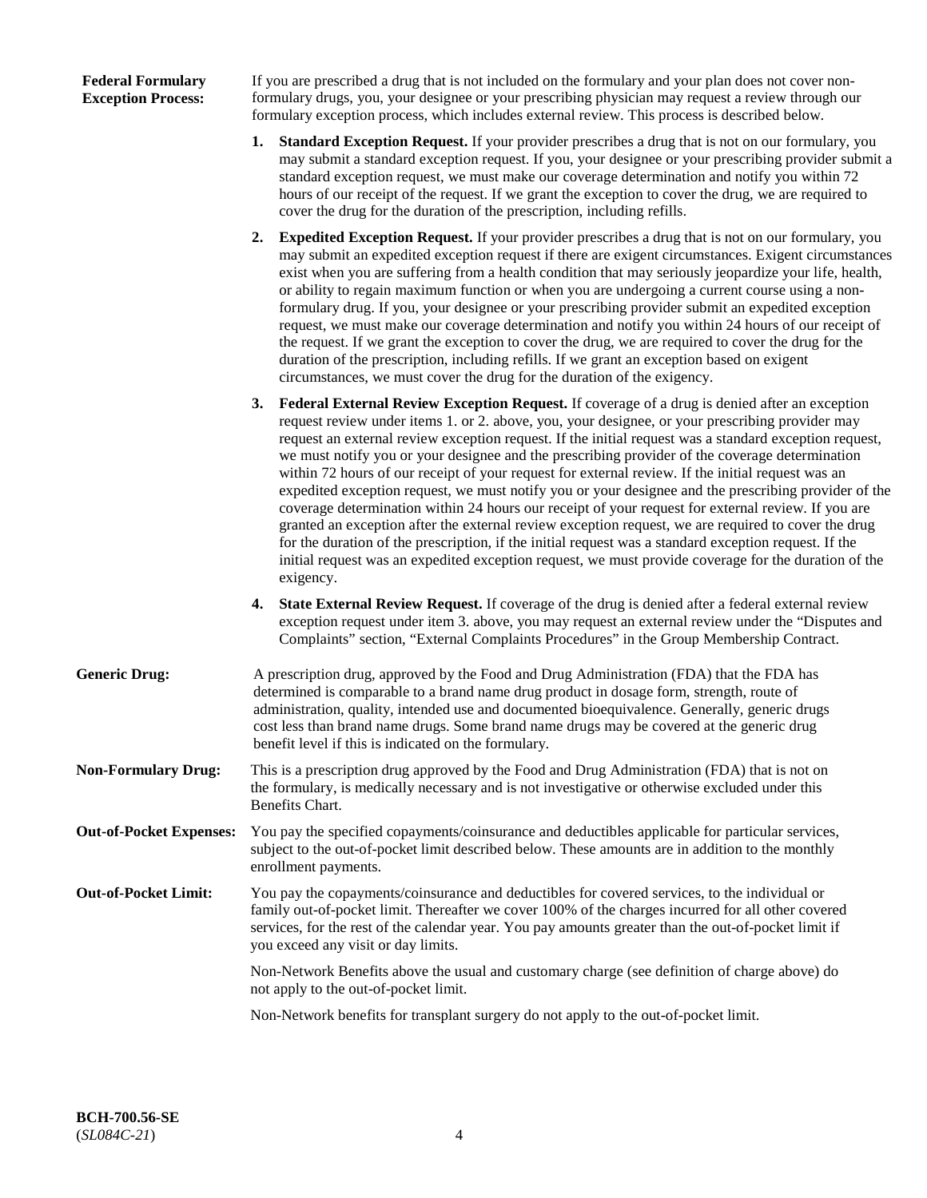**Federal Formulary Exception Process:** If you are prescribed a drug that is not included on the formulary and your plan does not cover non-formulary drugs, you, your designee or your prescribing physician may request a review through our formulary exception process, which includes external review. This process is described below.

1. **Standard Exception Request.** If your provider prescribes a drug that is not on our formulary, you may submit a standard exception request. If you, your designee or your prescribing provider submit a standard exception request, we must make our coverage determination and notify you within 72 hours of our receipt of the request. If we grant the exception to cover the drug, we are required to cover the drug for the duration of the prescription, including refills.

2. **Expedited Exception Request.** If your provider prescribes a drug that is not on our formulary, you may submit an expedited exception request if there are exigent circumstances. Exigent circumstances exist when you are suffering from a health condition that may seriously jeopardize your life, health, or ability to regain maximum function or when you are undergoing a current course using a non-formulary drug. If you, your designee or your prescribing provider submit an expedited exception request, we must make our coverage determination and notify you within 24 hours of our receipt of the request. If we grant the exception to cover the drug, we are required to cover the drug for the duration of the prescription, including refills. If we grant an exception based on exigent circumstances, we must cover the drug for the duration of the exigency.

3. **Federal External Review Exception Request.** If coverage of a drug is denied after an exception request review under items 1. or 2. above, you, your designee, or your prescribing provider may request an external review exception request. If the initial request was a standard exception request, we must notify you or your designee and the prescribing provider of the coverage determination within 72 hours of our receipt of your request for external review. If the initial request was an expedited exception request, we must notify you or your designee and the prescribing provider of the coverage determination within 24 hours our receipt of your request for external review. If you are granted an exception after the external review exception request, we are required to cover the drug for the duration of the prescription, if the initial request was a standard exception request. If the initial request was an expedited exception request, we must provide coverage for the duration of the exigency.

4. **State External Review Request.** If coverage of the drug is denied after a federal external review exception request under item 3. above, you may request an external review under the "Disputes and Complaints" section, "External Complaints Procedures" in the Group Membership Contract.

**Generic Drug:** A prescription drug, approved by the Food and Drug Administration (FDA) that the FDA has determined is comparable to a brand name drug product in dosage form, strength, route of administration, quality, intended use and documented bioequivalence. Generally, generic drugs cost less than brand name drugs. Some brand name drugs may be covered at the generic drug benefit level if this is indicated on the formulary.

**Non-Formulary Drug:** This is a prescription drug approved by the Food and Drug Administration (FDA) that is not on the formulary, is medically necessary and is not investigative or otherwise excluded under this Benefits Chart.

**Out-of-Pocket Expenses:** You pay the specified copayments/coinsurance and deductibles applicable for particular services, subject to the out-of-pocket limit described below. These amounts are in addition to the monthly enrollment payments.

**Out-of-Pocket Limit:** You pay the copayments/coinsurance and deductibles for covered services, to the individual or family out-of-pocket limit. Thereafter we cover 100% of the charges incurred for all other covered services, for the rest of the calendar year. You pay amounts greater than the out-of-pocket limit if you exceed any visit or day limits.

Non-Network Benefits above the usual and customary charge (see definition of charge above) do not apply to the out-of-pocket limit.

Non-Network benefits for transplant surgery do not apply to the out-of-pocket limit.

**BCH-700.56-SE**
(*SL084C-21*)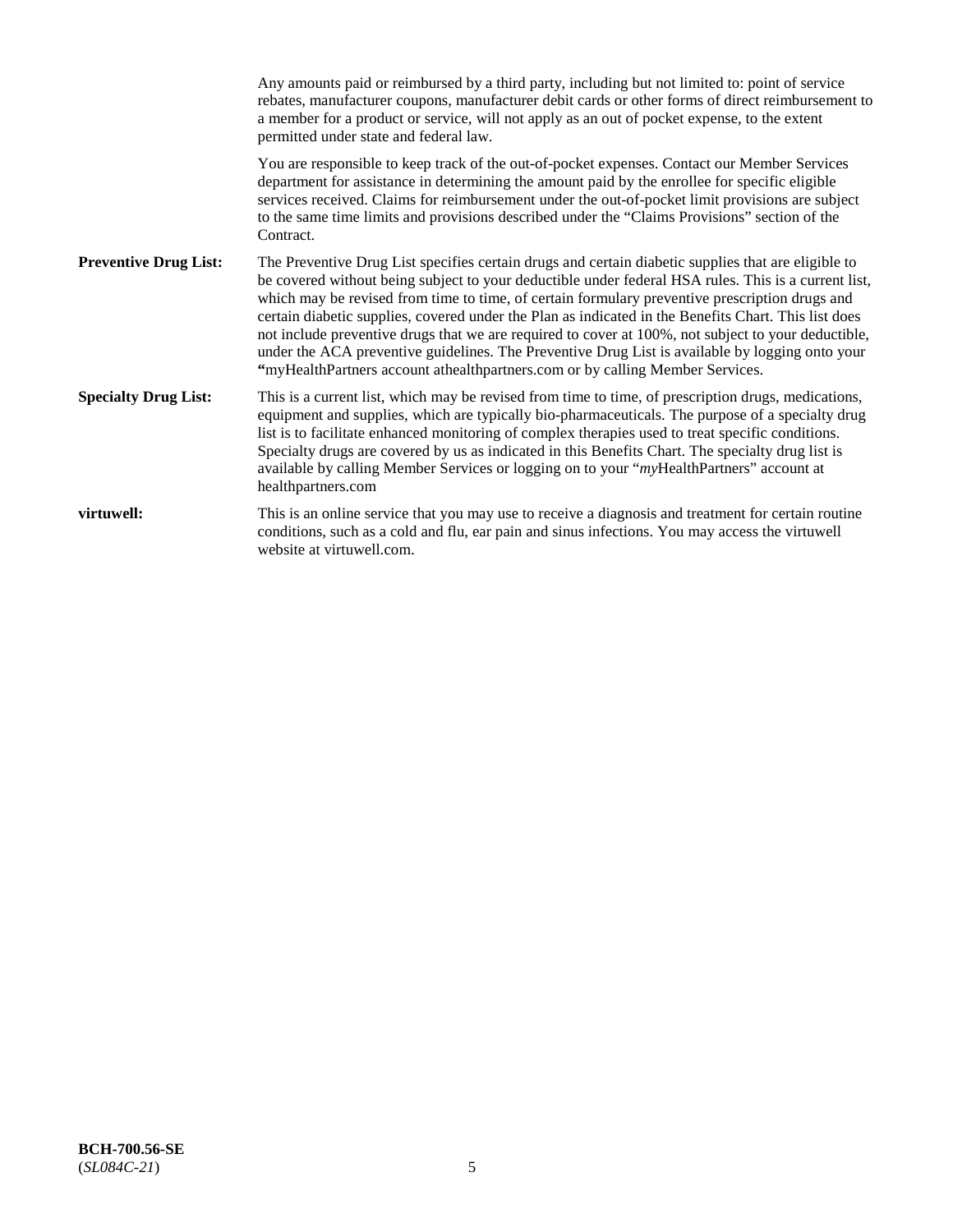Any amounts paid or reimbursed by a third party, including but not limited to: point of service rebates, manufacturer coupons, manufacturer debit cards or other forms of direct reimbursement to a member for a product or service, will not apply as an out of pocket expense, to the extent permitted under state and federal law.

You are responsible to keep track of the out-of-pocket expenses. Contact our Member Services department for assistance in determining the amount paid by the enrollee for specific eligible services received. Claims for reimbursement under the out-of-pocket limit provisions are subject to the same time limits and provisions described under the "Claims Provisions" section of the Contract.

**Preventive Drug List:** The Preventive Drug List specifies certain drugs and certain diabetic supplies that are eligible to be covered without being subject to your deductible under federal HSA rules. This is a current list, which may be revised from time to time, of certain formulary preventive prescription drugs and certain diabetic supplies, covered under the Plan as indicated in the Benefits Chart. This list does not include preventive drugs that we are required to cover at 100%, not subject to your deductible, under the ACA preventive guidelines. The Preventive Drug List is available by logging onto your **"**myHealthPartners account athealthpartners.com or by calling Member Services.

**Specialty Drug List:** This is a current list, which may be revised from time to time, of prescription drugs, medications, equipment and supplies, which are typically bio-pharmaceuticals. The purpose of a specialty drug list is to facilitate enhanced monitoring of complex therapies used to treat specific conditions. Specialty drugs are covered by us as indicated in this Benefits Chart. The specialty drug list is available by calling Member Services or logging on to your "*my*HealthPartners" account at healthpartners.com

**virtuwell:** This is an online service that you may use to receive a diagnosis and treatment for certain routine conditions, such as a cold and flu, ear pain and sinus infections. You may access the virtuwell website at virtuwell.com.

**BCH-700.56-SE**
(*SL084C-21*)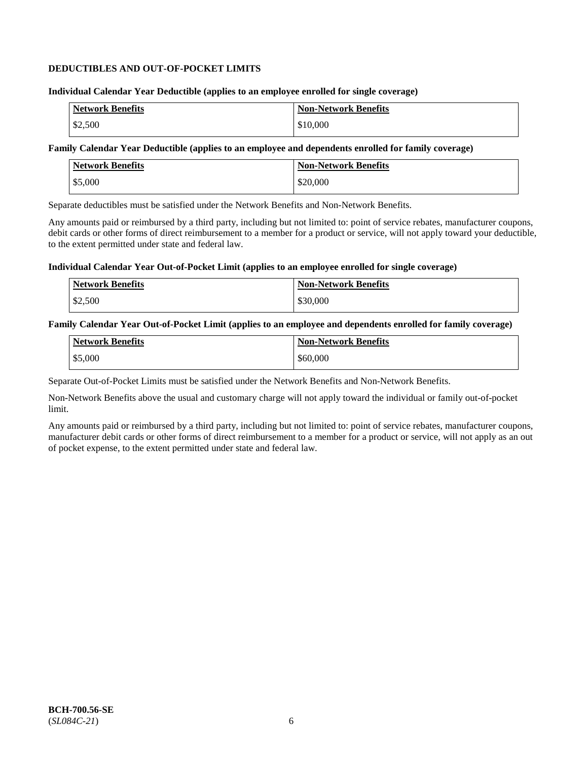## DEDUCTIBLES AND OUT-OF-POCKET LIMITS

**Individual Calendar Year Deductible (applies to an employee enrolled for single coverage)**

| Network Benefits | Non-Network Benefits |
|---|---|
| $2,500 | $10,000 |

**Family Calendar Year Deductible (applies to an employee and dependents enrolled for family coverage)**

| Network Benefits | Non-Network Benefits |
|---|---|
| $5,000 | $20,000 |

Separate deductibles must be satisfied under the Network Benefits and Non-Network Benefits.

Any amounts paid or reimbursed by a third party, including but not limited to: point of service rebates, manufacturer coupons, debit cards or other forms of direct reimbursement to a member for a product or service, will not apply toward your deductible, to the extent permitted under state and federal law.

**Individual Calendar Year Out-of-Pocket Limit (applies to an employee enrolled for single coverage)**

| Network Benefits | Non-Network Benefits |
|---|---|
| $2,500 | $30,000 |

**Family Calendar Year Out-of-Pocket Limit (applies to an employee and dependents enrolled for family coverage)**

| Network Benefits | Non-Network Benefits |
|---|---|
| $5,000 | $60,000 |

Separate Out-of-Pocket Limits must be satisfied under the Network Benefits and Non-Network Benefits.

Non-Network Benefits above the usual and customary charge will not apply toward the individual or family out-of-pocket limit.

Any amounts paid or reimbursed by a third party, including but not limited to: point of service rebates, manufacturer coupons, manufacturer debit cards or other forms of direct reimbursement to a member for a product or service, will not apply as an out of pocket expense, to the extent permitted under state and federal law.

**BCH-700.56-SE**
(*SL084C-21*)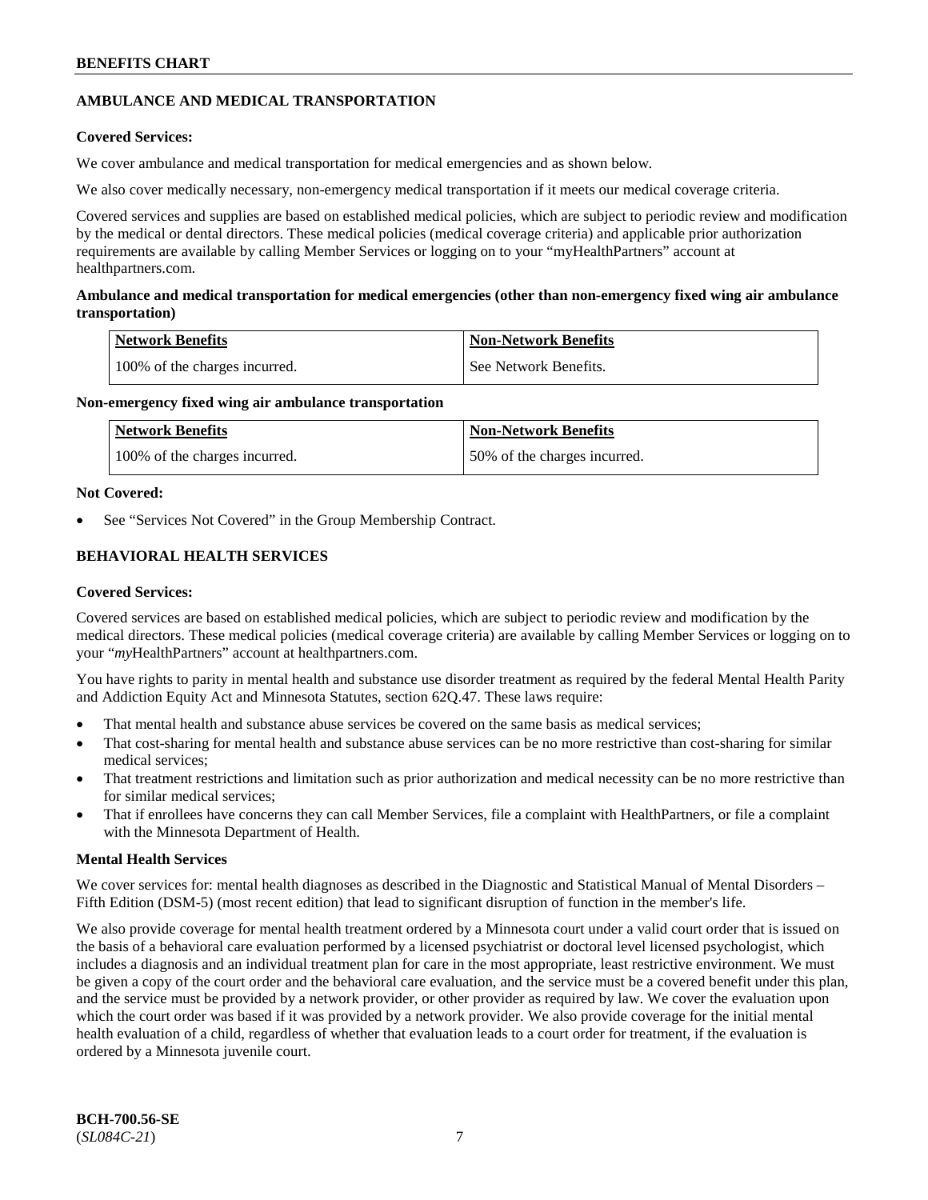## AMBULANCE AND MEDICAL TRANSPORTATION

**Covered Services:**

We cover ambulance and medical transportation for medical emergencies and as shown below.

We also cover medically necessary, non-emergency medical transportation if it meets our medical coverage criteria.

Covered services and supplies are based on established medical policies, which are subject to periodic review and modification by the medical or dental directors. These medical policies (medical coverage criteria) and applicable prior authorization requirements are available by calling Member Services or logging on to your "myHealthPartners" account at healthpartners.com.

**Ambulance and medical transportation for medical emergencies (other than non-emergency fixed wing air ambulance transportation)**

| Network Benefits | Non-Network Benefits |
| --- | --- |
| 100% of the charges incurred. | See Network Benefits. |

**Non-emergency fixed wing air ambulance transportation**

| Network Benefits | Non-Network Benefits |
| --- | --- |
| 100% of the charges incurred. | 50% of the charges incurred. |

**Not Covered:**

- See "Services Not Covered" in the Group Membership Contract.

## BEHAVIORAL HEALTH SERVICES

**Covered Services:**

Covered services are based on established medical policies, which are subject to periodic review and modification by the medical directors. These medical policies (medical coverage criteria) are available by calling Member Services or logging on to your "*my*HealthPartners" account at healthpartners.com.

You have rights to parity in mental health and substance use disorder treatment as required by the federal Mental Health Parity and Addiction Equity Act and Minnesota Statutes, section 62Q.47. These laws require:

- That mental health and substance abuse services be covered on the same basis as medical services;
- That cost-sharing for mental health and substance abuse services can be no more restrictive than cost-sharing for similar medical services;
- That treatment restrictions and limitation such as prior authorization and medical necessity can be no more restrictive than for similar medical services;
- That if enrollees have concerns they can call Member Services, file a complaint with HealthPartners, or file a complaint with the Minnesota Department of Health.

**Mental Health Services**

We cover services for: mental health diagnoses as described in the Diagnostic and Statistical Manual of Mental Disorders – Fifth Edition (DSM-5) (most recent edition) that lead to significant disruption of function in the member's life.

We also provide coverage for mental health treatment ordered by a Minnesota court under a valid court order that is issued on the basis of a behavioral care evaluation performed by a licensed psychiatrist or doctoral level licensed psychologist, which includes a diagnosis and an individual treatment plan for care in the most appropriate, least restrictive environment. We must be given a copy of the court order and the behavioral care evaluation, and the service must be a covered benefit under this plan, and the service must be provided by a network provider, or other provider as required by law. We cover the evaluation upon which the court order was based if it was provided by a network provider. We also provide coverage for the initial mental health evaluation of a child, regardless of whether that evaluation leads to a court order for treatment, if the evaluation is ordered by a Minnesota juvenile court.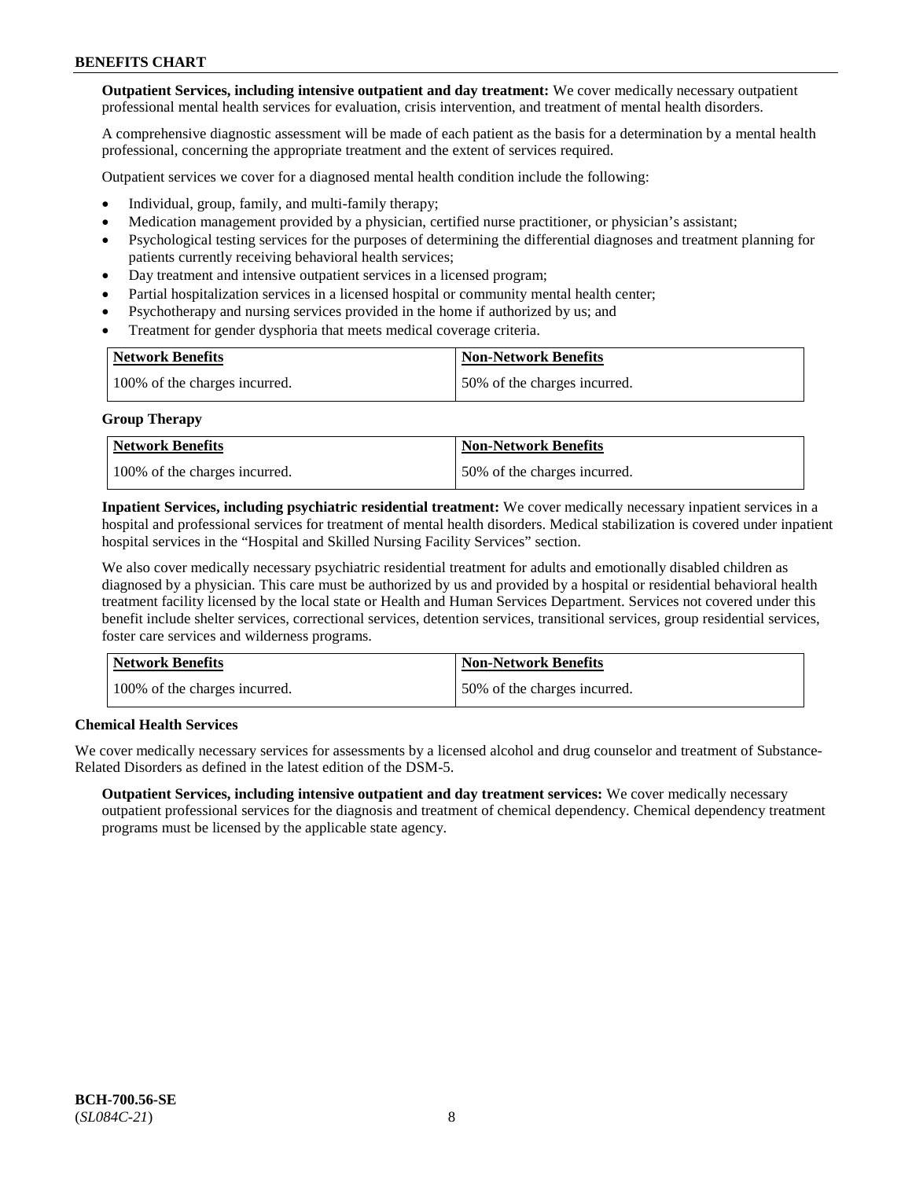**Outpatient Services, including intensive outpatient and day treatment:** We cover medically necessary outpatient professional mental health services for evaluation, crisis intervention, and treatment of mental health disorders.

A comprehensive diagnostic assessment will be made of each patient as the basis for a determination by a mental health professional, concerning the appropriate treatment and the extent of services required.

Outpatient services we cover for a diagnosed mental health condition include the following:

- Individual, group, family, and multi-family therapy;
- Medication management provided by a physician, certified nurse practitioner, or physician's assistant;
- Psychological testing services for the purposes of determining the differential diagnoses and treatment planning for patients currently receiving behavioral health services;
- Day treatment and intensive outpatient services in a licensed program;
- Partial hospitalization services in a licensed hospital or community mental health center;
- Psychotherapy and nursing services provided in the home if authorized by us; and
- Treatment for gender dysphoria that meets medical coverage criteria.

| Network Benefits | Non-Network Benefits |
|---|---|
| 100% of the charges incurred. | 50% of the charges incurred. |

**Group Therapy**

| Network Benefits | Non-Network Benefits |
|---|---|
| 100% of the charges incurred. | 50% of the charges incurred. |

**Inpatient Services, including psychiatric residential treatment:** We cover medically necessary inpatient services in a hospital and professional services for treatment of mental health disorders. Medical stabilization is covered under inpatient hospital services in the "Hospital and Skilled Nursing Facility Services" section.

We also cover medically necessary psychiatric residential treatment for adults and emotionally disabled children as diagnosed by a physician. This care must be authorized by us and provided by a hospital or residential behavioral health treatment facility licensed by the local state or Health and Human Services Department. Services not covered under this benefit include shelter services, correctional services, detention services, transitional services, group residential services, foster care services and wilderness programs.

| Network Benefits | Non-Network Benefits |
|---|---|
| 100% of the charges incurred. | 50% of the charges incurred. |

**Chemical Health Services**

We cover medically necessary services for assessments by a licensed alcohol and drug counselor and treatment of Substance-Related Disorders as defined in the latest edition of the DSM-5.

**Outpatient Services, including intensive outpatient and day treatment services:** We cover medically necessary outpatient professional services for the diagnosis and treatment of chemical dependency. Chemical dependency treatment programs must be licensed by the applicable state agency.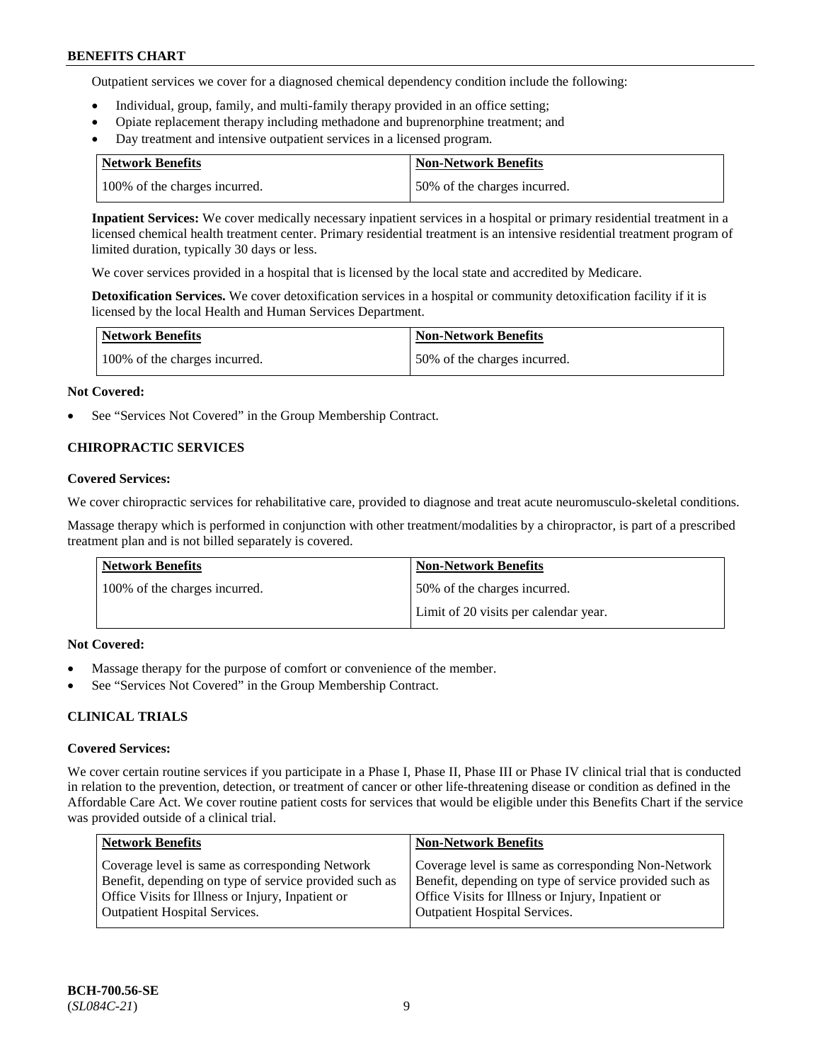Outpatient services we cover for a diagnosed chemical dependency condition include the following:

- Individual, group, family, and multi-family therapy provided in an office setting;
- Opiate replacement therapy including methadone and buprenorphine treatment; and
- Day treatment and intensive outpatient services in a licensed program.

| Network Benefits | Non-Network Benefits |
|---|---|
| 100% of the charges incurred. | 50% of the charges incurred. |

**Inpatient Services:** We cover medically necessary inpatient services in a hospital or primary residential treatment in a licensed chemical health treatment center. Primary residential treatment is an intensive residential treatment program of limited duration, typically 30 days or less.

We cover services provided in a hospital that is licensed by the local state and accredited by Medicare.

**Detoxification Services.** We cover detoxification services in a hospital or community detoxification facility if it is licensed by the local Health and Human Services Department.

| Network Benefits | Non-Network Benefits |
|---|---|
| 100% of the charges incurred. | 50% of the charges incurred. |

**Not Covered:**

- See "Services Not Covered" in the Group Membership Contract.

## CHIROPRACTIC SERVICES

**Covered Services:**

We cover chiropractic services for rehabilitative care, provided to diagnose and treat acute neuromusculo-skeletal conditions.

Massage therapy which is performed in conjunction with other treatment/modalities by a chiropractor, is part of a prescribed treatment plan and is not billed separately is covered.

| Network Benefits | Non-Network Benefits |
|---|---|
| 100% of the charges incurred. | 50% of the charges incurred.<br>Limit of 20 visits per calendar year. |

**Not Covered:**

- Massage therapy for the purpose of comfort or convenience of the member.
- See "Services Not Covered" in the Group Membership Contract.

## CLINICAL TRIALS

**Covered Services:**

We cover certain routine services if you participate in a Phase I, Phase II, Phase III or Phase IV clinical trial that is conducted in relation to the prevention, detection, or treatment of cancer or other life-threatening disease or condition as defined in the Affordable Care Act. We cover routine patient costs for services that would be eligible under this Benefits Chart if the service was provided outside of a clinical trial.

| Network Benefits | Non-Network Benefits |
|---|---|
| Coverage level is same as corresponding Network Benefit, depending on type of service provided such as Office Visits for Illness or Injury, Inpatient or Outpatient Hospital Services. | Coverage level is same as corresponding Non-Network Benefit, depending on type of service provided such as Office Visits for Illness or Injury, Inpatient or Outpatient Hospital Services. |

BCH-700.56-SE
(*SL084C-21*)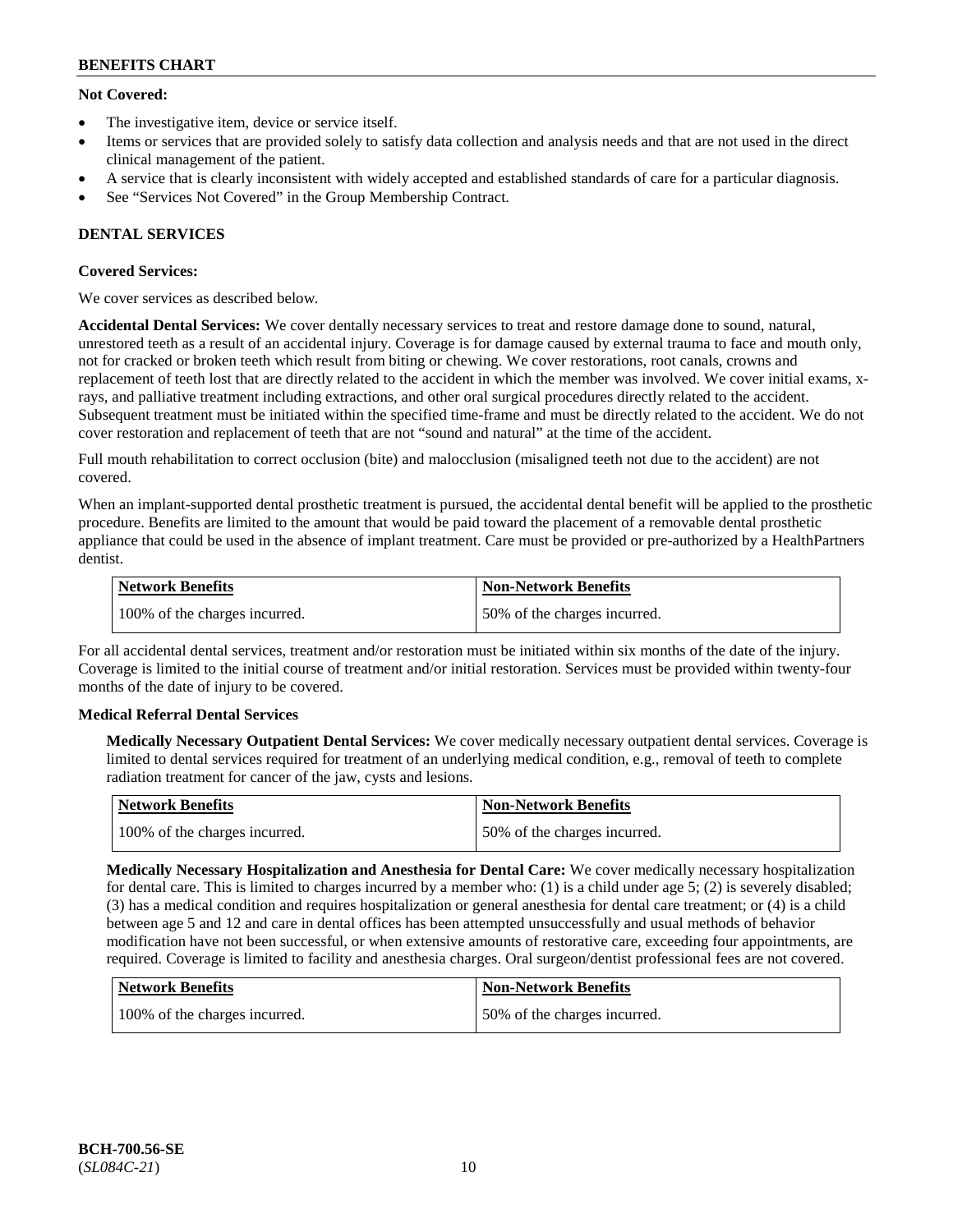**Not Covered:**

- The investigative item, device or service itself.
- Items or services that are provided solely to satisfy data collection and analysis needs and that are not used in the direct clinical management of the patient.
- A service that is clearly inconsistent with widely accepted and established standards of care for a particular diagnosis.
- See "Services Not Covered" in the Group Membership Contract.

## DENTAL SERVICES

**Covered Services:**

We cover services as described below.

**Accidental Dental Services:** We cover dentally necessary services to treat and restore damage done to sound, natural, unrestored teeth as a result of an accidental injury. Coverage is for damage caused by external trauma to face and mouth only, not for cracked or broken teeth which result from biting or chewing. We cover restorations, root canals, crowns and replacement of teeth lost that are directly related to the accident in which the member was involved. We cover initial exams, x-rays, and palliative treatment including extractions, and other oral surgical procedures directly related to the accident. Subsequent treatment must be initiated within the specified time-frame and must be directly related to the accident. We do not cover restoration and replacement of teeth that are not "sound and natural" at the time of the accident.

Full mouth rehabilitation to correct occlusion (bite) and malocclusion (misaligned teeth not due to the accident) are not covered.

When an implant-supported dental prosthetic treatment is pursued, the accidental dental benefit will be applied to the prosthetic procedure. Benefits are limited to the amount that would be paid toward the placement of a removable dental prosthetic appliance that could be used in the absence of implant treatment. Care must be provided or pre-authorized by a HealthPartners dentist.

| Network Benefits | Non-Network Benefits |
|---|---|
| 100% of the charges incurred. | 50% of the charges incurred. |

For all accidental dental services, treatment and/or restoration must be initiated within six months of the date of the injury. Coverage is limited to the initial course of treatment and/or initial restoration. Services must be provided within twenty-four months of the date of injury to be covered.

**Medical Referral Dental Services**

**Medically Necessary Outpatient Dental Services:** We cover medically necessary outpatient dental services. Coverage is limited to dental services required for treatment of an underlying medical condition, e.g., removal of teeth to complete radiation treatment for cancer of the jaw, cysts and lesions.

| Network Benefits | Non-Network Benefits |
|---|---|
| 100% of the charges incurred. | 50% of the charges incurred. |

**Medically Necessary Hospitalization and Anesthesia for Dental Care:** We cover medically necessary hospitalization for dental care. This is limited to charges incurred by a member who: (1) is a child under age 5; (2) is severely disabled; (3) has a medical condition and requires hospitalization or general anesthesia for dental care treatment; or (4) is a child between age 5 and 12 and care in dental offices has been attempted unsuccessfully and usual methods of behavior modification have not been successful, or when extensive amounts of restorative care, exceeding four appointments, are required. Coverage is limited to facility and anesthesia charges. Oral surgeon/dentist professional fees are not covered.

| Network Benefits | Non-Network Benefits |
|---|---|
| 100% of the charges incurred. | 50% of the charges incurred. |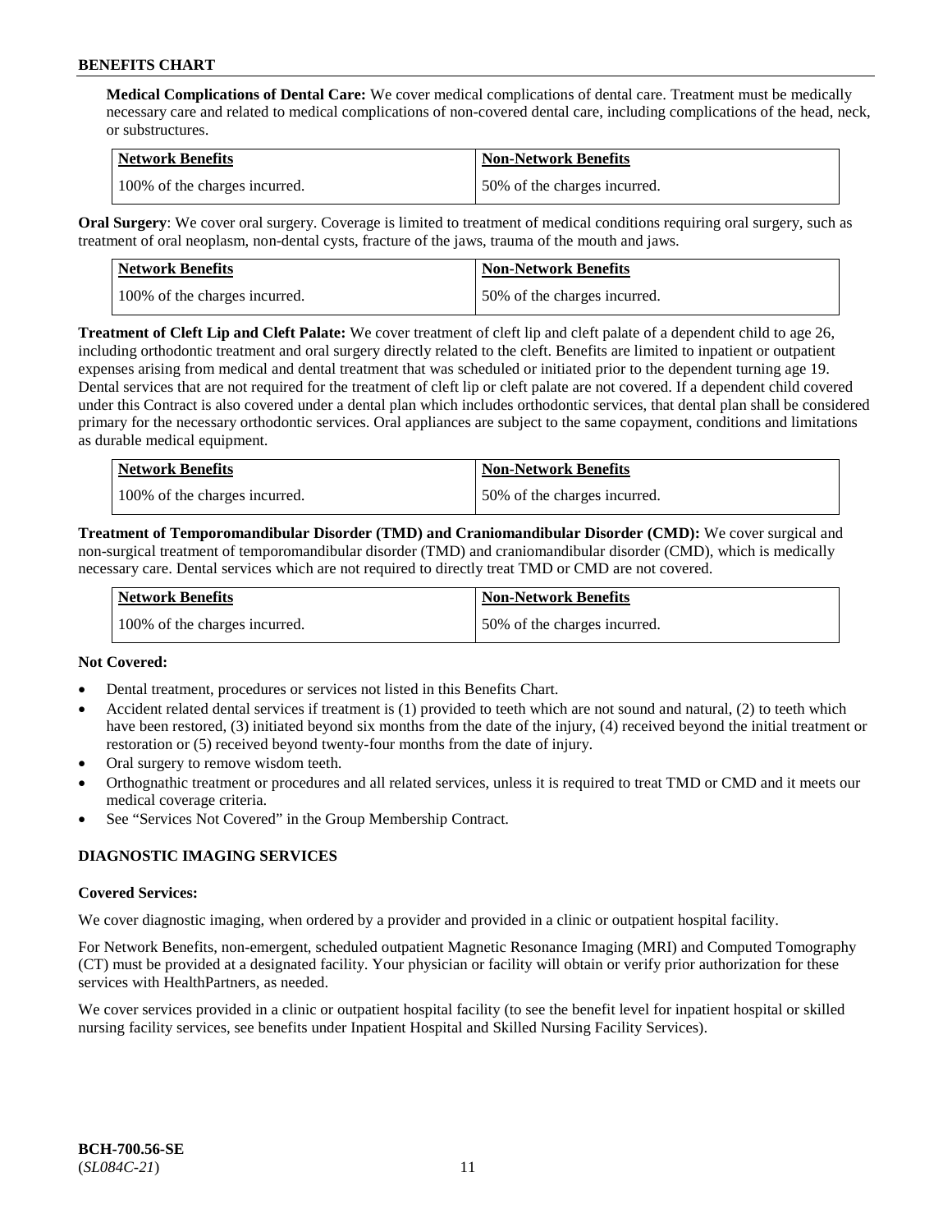**Medical Complications of Dental Care:** We cover medical complications of dental care. Treatment must be medically necessary care and related to medical complications of non-covered dental care, including complications of the head, neck, or substructures.

| Network Benefits | Non-Network Benefits |
|---|---|
| 100% of the charges incurred. | 50% of the charges incurred. |

**Oral Surgery**: We cover oral surgery. Coverage is limited to treatment of medical conditions requiring oral surgery, such as treatment of oral neoplasm, non-dental cysts, fracture of the jaws, trauma of the mouth and jaws.

| Network Benefits | Non-Network Benefits |
|---|---|
| 100% of the charges incurred. | 50% of the charges incurred. |

**Treatment of Cleft Lip and Cleft Palate:** We cover treatment of cleft lip and cleft palate of a dependent child to age 26, including orthodontic treatment and oral surgery directly related to the cleft. Benefits are limited to inpatient or outpatient expenses arising from medical and dental treatment that was scheduled or initiated prior to the dependent turning age 19. Dental services that are not required for the treatment of cleft lip or cleft palate are not covered. If a dependent child covered under this Contract is also covered under a dental plan which includes orthodontic services, that dental plan shall be considered primary for the necessary orthodontic services. Oral appliances are subject to the same copayment, conditions and limitations as durable medical equipment.

| Network Benefits | Non-Network Benefits |
|---|---|
| 100% of the charges incurred. | 50% of the charges incurred. |

**Treatment of Temporomandibular Disorder (TMD) and Craniomandibular Disorder (CMD):** We cover surgical and non-surgical treatment of temporomandibular disorder (TMD) and craniomandibular disorder (CMD), which is medically necessary care. Dental services which are not required to directly treat TMD or CMD are not covered.

| Network Benefits | Non-Network Benefits |
|---|---|
| 100% of the charges incurred. | 50% of the charges incurred. |

**Not Covered:**

- Dental treatment, procedures or services not listed in this Benefits Chart.
- Accident related dental services if treatment is (1) provided to teeth which are not sound and natural, (2) to teeth which have been restored, (3) initiated beyond six months from the date of the injury, (4) received beyond the initial treatment or restoration or (5) received beyond twenty-four months from the date of injury.
- Oral surgery to remove wisdom teeth.
- Orthognathic treatment or procedures and all related services, unless it is required to treat TMD or CMD and it meets our medical coverage criteria.
- See "Services Not Covered" in the Group Membership Contract.

## DIAGNOSTIC IMAGING SERVICES

**Covered Services:**

We cover diagnostic imaging, when ordered by a provider and provided in a clinic or outpatient hospital facility.

For Network Benefits, non-emergent, scheduled outpatient Magnetic Resonance Imaging (MRI) and Computed Tomography (CT) must be provided at a designated facility. Your physician or facility will obtain or verify prior authorization for these services with HealthPartners, as needed.

We cover services provided in a clinic or outpatient hospital facility (to see the benefit level for inpatient hospital or skilled nursing facility services, see benefits under Inpatient Hospital and Skilled Nursing Facility Services).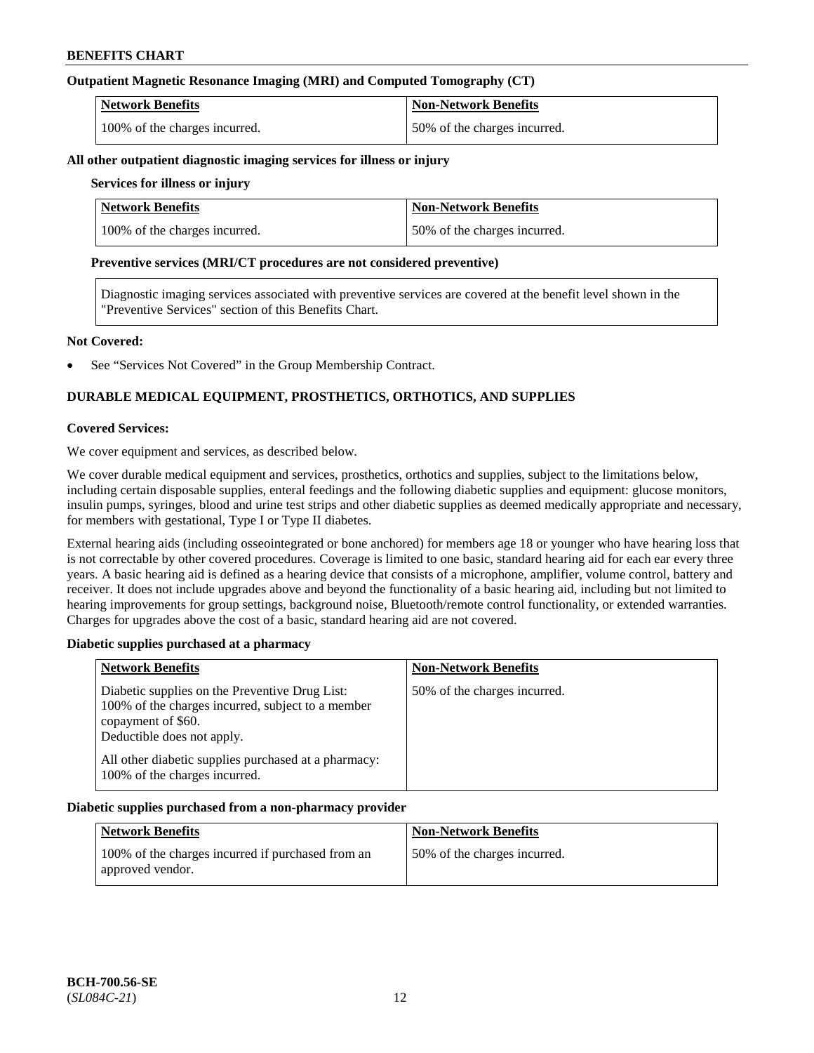### Outpatient Magnetic Resonance Imaging (MRI) and Computed Tomography (CT)

| Network Benefits | Non-Network Benefits |
| --- | --- |
| 100% of the charges incurred. | 50% of the charges incurred. |

### All other outpatient diagnostic imaging services for illness or injury

**Services for illness or injury**

| Network Benefits | Non-Network Benefits |
| --- | --- |
| 100% of the charges incurred. | 50% of the charges incurred. |

**Preventive services (MRI/CT procedures are not considered preventive)**

Diagnostic imaging services associated with preventive services are covered at the benefit level shown in the "Preventive Services" section of this Benefits Chart.

**Not Covered:**

- See "Services Not Covered" in the Group Membership Contract.

## DURABLE MEDICAL EQUIPMENT, PROSTHETICS, ORTHOTICS, AND SUPPLIES

**Covered Services:**

We cover equipment and services, as described below.

We cover durable medical equipment and services, prosthetics, orthotics and supplies, subject to the limitations below, including certain disposable supplies, enteral feedings and the following diabetic supplies and equipment: glucose monitors, insulin pumps, syringes, blood and urine test strips and other diabetic supplies as deemed medically appropriate and necessary, for members with gestational, Type I or Type II diabetes.

External hearing aids (including osseointegrated or bone anchored) for members age 18 or younger who have hearing loss that is not correctable by other covered procedures. Coverage is limited to one basic, standard hearing aid for each ear every three years. A basic hearing aid is defined as a hearing device that consists of a microphone, amplifier, volume control, battery and receiver. It does not include upgrades above and beyond the functionality of a basic hearing aid, including but not limited to hearing improvements for group settings, background noise, Bluetooth/remote control functionality, or extended warranties. Charges for upgrades above the cost of a basic, standard hearing aid are not covered.

### Diabetic supplies purchased at a pharmacy

| Network Benefits | Non-Network Benefits |
| --- | --- |
| Diabetic supplies on the Preventive Drug List: 100% of the charges incurred, subject to a member copayment of $60. Deductible does not apply.<br><br>All other diabetic supplies purchased at a pharmacy: 100% of the charges incurred. | 50% of the charges incurred. |

### Diabetic supplies purchased from a non-pharmacy provider

| Network Benefits | Non-Network Benefits |
| --- | --- |
| 100% of the charges incurred if purchased from an approved vendor. | 50% of the charges incurred. |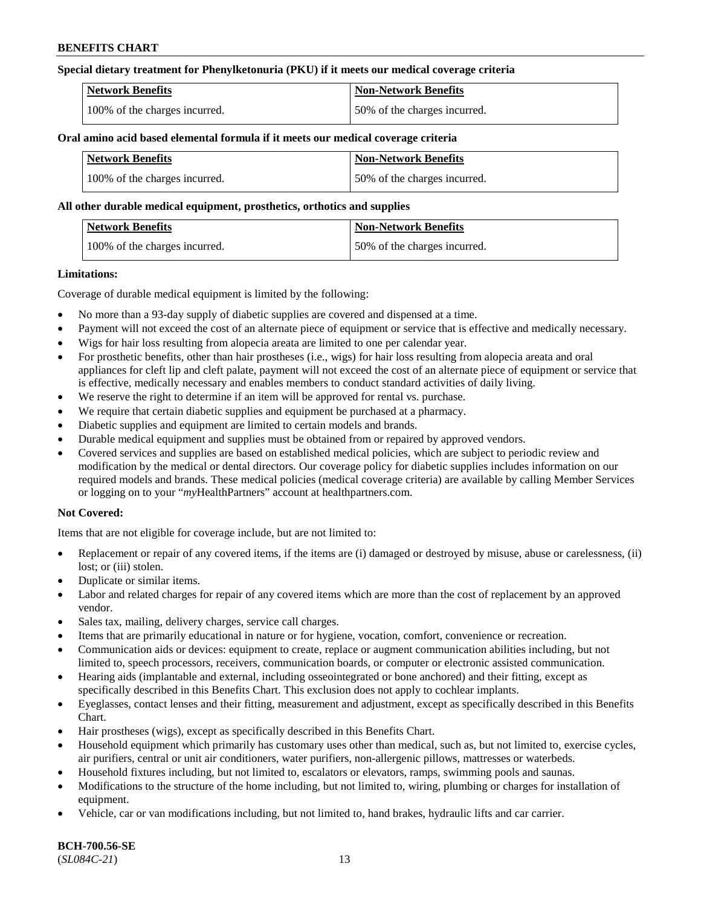**Special dietary treatment for Phenylketonuria (PKU) if it meets our medical coverage criteria**

| Network Benefits | Non-Network Benefits |
| --- | --- |
| 100% of the charges incurred. | 50% of the charges incurred. |

**Oral amino acid based elemental formula if it meets our medical coverage criteria**

| Network Benefits | Non-Network Benefits |
| --- | --- |
| 100% of the charges incurred. | 50% of the charges incurred. |

**All other durable medical equipment, prosthetics, orthotics and supplies**

| Network Benefits | Non-Network Benefits |
| --- | --- |
| 100% of the charges incurred. | 50% of the charges incurred. |

**Limitations:**

Coverage of durable medical equipment is limited by the following:

- No more than a 93-day supply of diabetic supplies are covered and dispensed at a time.
- Payment will not exceed the cost of an alternate piece of equipment or service that is effective and medically necessary.
- Wigs for hair loss resulting from alopecia areata are limited to one per calendar year.
- For prosthetic benefits, other than hair prostheses (i.e., wigs) for hair loss resulting from alopecia areata and oral appliances for cleft lip and cleft palate, payment will not exceed the cost of an alternate piece of equipment or service that is effective, medically necessary and enables members to conduct standard activities of daily living.
- We reserve the right to determine if an item will be approved for rental vs. purchase.
- We require that certain diabetic supplies and equipment be purchased at a pharmacy.
- Diabetic supplies and equipment are limited to certain models and brands.
- Durable medical equipment and supplies must be obtained from or repaired by approved vendors.
- Covered services and supplies are based on established medical policies, which are subject to periodic review and modification by the medical or dental directors. Our coverage policy for diabetic supplies includes information on our required models and brands. These medical policies (medical coverage criteria) are available by calling Member Services or logging on to your "*my*HealthPartners" account at healthpartners.com.

**Not Covered:**

Items that are not eligible for coverage include, but are not limited to:

- Replacement or repair of any covered items, if the items are (i) damaged or destroyed by misuse, abuse or carelessness, (ii) lost; or (iii) stolen.
- Duplicate or similar items.
- Labor and related charges for repair of any covered items which are more than the cost of replacement by an approved vendor.
- Sales tax, mailing, delivery charges, service call charges.
- Items that are primarily educational in nature or for hygiene, vocation, comfort, convenience or recreation.
- Communication aids or devices: equipment to create, replace or augment communication abilities including, but not limited to, speech processors, receivers, communication boards, or computer or electronic assisted communication.
- Hearing aids (implantable and external, including osseointegrated or bone anchored) and their fitting, except as specifically described in this Benefits Chart. This exclusion does not apply to cochlear implants.
- Eyeglasses, contact lenses and their fitting, measurement and adjustment, except as specifically described in this Benefits Chart.
- Hair prostheses (wigs), except as specifically described in this Benefits Chart.
- Household equipment which primarily has customary uses other than medical, such as, but not limited to, exercise cycles, air purifiers, central or unit air conditioners, water purifiers, non-allergenic pillows, mattresses or waterbeds.
- Household fixtures including, but not limited to, escalators or elevators, ramps, swimming pools and saunas.
- Modifications to the structure of the home including, but not limited to, wiring, plumbing or charges for installation of equipment.
- Vehicle, car or van modifications including, but not limited to, hand brakes, hydraulic lifts and car carrier.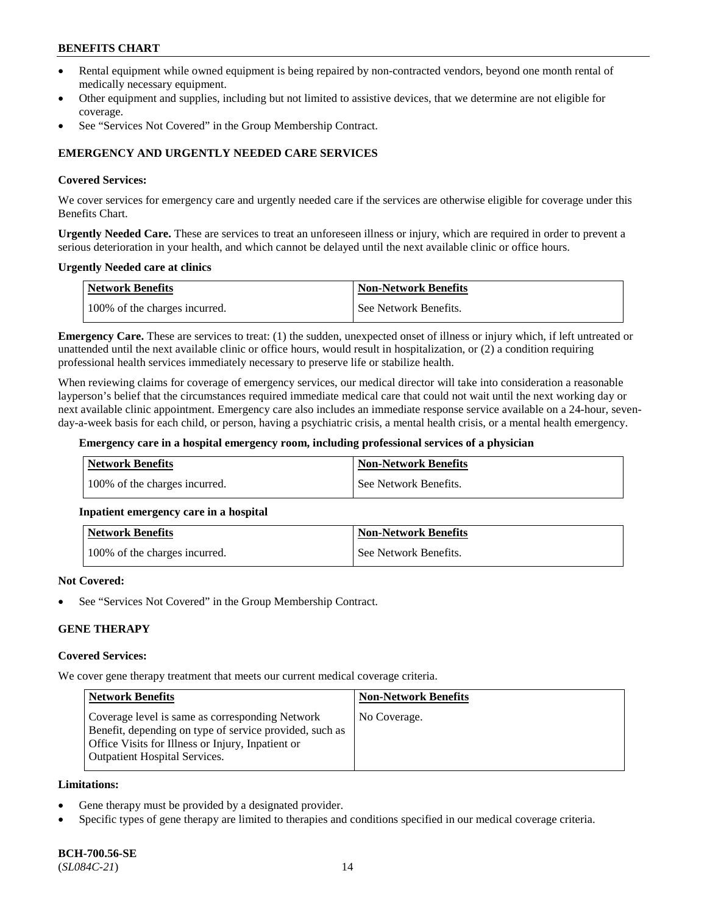- Rental equipment while owned equipment is being repaired by non-contracted vendors, beyond one month rental of medically necessary equipment.
- Other equipment and supplies, including but not limited to assistive devices, that we determine are not eligible for coverage.
- See "Services Not Covered" in the Group Membership Contract.

### EMERGENCY AND URGENTLY NEEDED CARE SERVICES

**Covered Services:**

We cover services for emergency care and urgently needed care if the services are otherwise eligible for coverage under this Benefits Chart.

**Urgently Needed Care.** These are services to treat an unforeseen illness or injury, which are required in order to prevent a serious deterioration in your health, and which cannot be delayed until the next available clinic or office hours.

**Urgently Needed care at clinics**

| Network Benefits | Non-Network Benefits |
|---|---|
| 100% of the charges incurred. | See Network Benefits. |

**Emergency Care.** These are services to treat: (1) the sudden, unexpected onset of illness or injury which, if left untreated or unattended until the next available clinic or office hours, would result in hospitalization, or (2) a condition requiring professional health services immediately necessary to preserve life or stabilize health.

When reviewing claims for coverage of emergency services, our medical director will take into consideration a reasonable layperson's belief that the circumstances required immediate medical care that could not wait until the next working day or next available clinic appointment. Emergency care also includes an immediate response service available on a 24-hour, seven-day-a-week basis for each child, or person, having a psychiatric crisis, a mental health crisis, or a mental health emergency.

**Emergency care in a hospital emergency room, including professional services of a physician**

| Network Benefits | Non-Network Benefits |
|---|---|
| 100% of the charges incurred. | See Network Benefits. |

**Inpatient emergency care in a hospital**

| Network Benefits | Non-Network Benefits |
|---|---|
| 100% of the charges incurred. | See Network Benefits. |

**Not Covered:**

- See "Services Not Covered" in the Group Membership Contract.

### GENE THERAPY

**Covered Services:**

We cover gene therapy treatment that meets our current medical coverage criteria.

| Network Benefits | Non-Network Benefits |
|---|---|
| Coverage level is same as corresponding Network Benefit, depending on type of service provided, such as Office Visits for Illness or Injury, Inpatient or Outpatient Hospital Services. | No Coverage. |

**Limitations:**

- Gene therapy must be provided by a designated provider.
- Specific types of gene therapy are limited to therapies and conditions specified in our medical coverage criteria.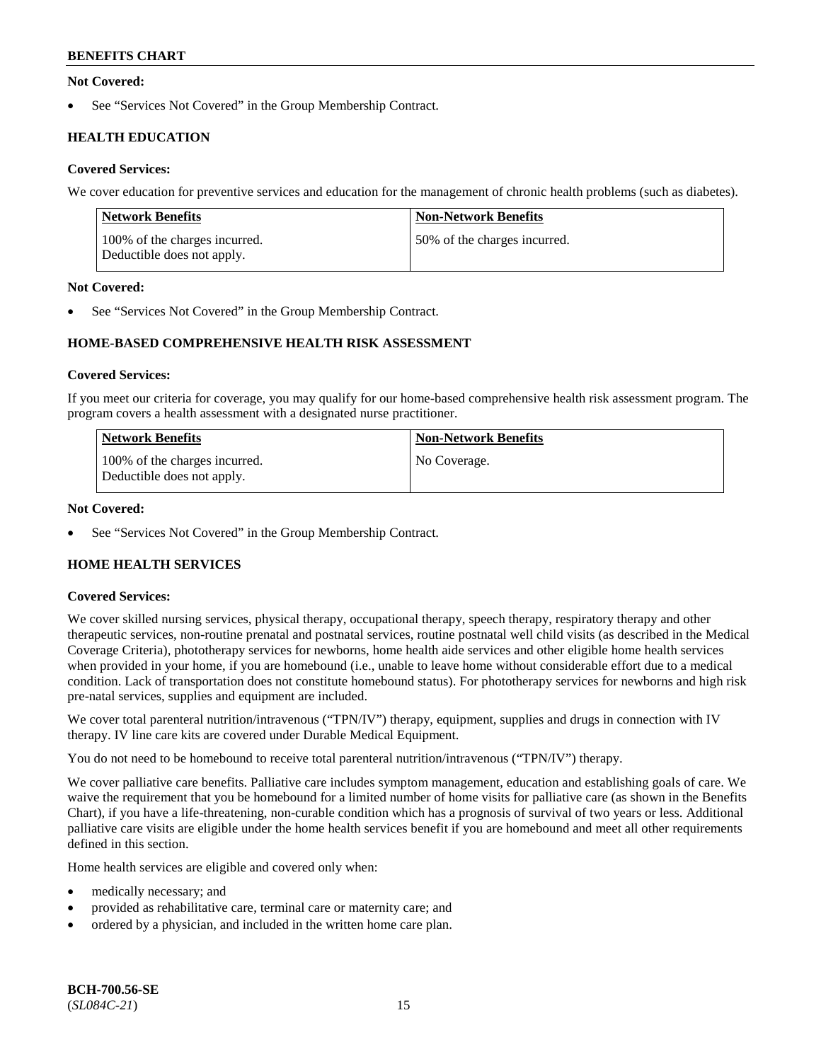**Not Covered:**

- See "Services Not Covered" in the Group Membership Contract.

## HEALTH EDUCATION

**Covered Services:**

We cover education for preventive services and education for the management of chronic health problems (such as diabetes).

| Network Benefits | Non-Network Benefits |
|---|---|
| 100% of the charges incurred. Deductible does not apply. | 50% of the charges incurred. |

**Not Covered:**

- See "Services Not Covered" in the Group Membership Contract.

## HOME-BASED COMPREHENSIVE HEALTH RISK ASSESSMENT

**Covered Services:**

If you meet our criteria for coverage, you may qualify for our home-based comprehensive health risk assessment program. The program covers a health assessment with a designated nurse practitioner.

| Network Benefits | Non-Network Benefits |
|---|---|
| 100% of the charges incurred. Deductible does not apply. | No Coverage. |

**Not Covered:**

- See "Services Not Covered" in the Group Membership Contract.

## HOME HEALTH SERVICES

**Covered Services:**

We cover skilled nursing services, physical therapy, occupational therapy, speech therapy, respiratory therapy and other therapeutic services, non-routine prenatal and postnatal services, routine postnatal well child visits (as described in the Medical Coverage Criteria), phototherapy services for newborns, home health aide services and other eligible home health services when provided in your home, if you are homebound (i.e., unable to leave home without considerable effort due to a medical condition. Lack of transportation does not constitute homebound status). For phototherapy services for newborns and high risk pre-natal services, supplies and equipment are included.

We cover total parenteral nutrition/intravenous ("TPN/IV") therapy, equipment, supplies and drugs in connection with IV therapy. IV line care kits are covered under Durable Medical Equipment.

You do not need to be homebound to receive total parenteral nutrition/intravenous ("TPN/IV") therapy.

We cover palliative care benefits. Palliative care includes symptom management, education and establishing goals of care. We waive the requirement that you be homebound for a limited number of home visits for palliative care (as shown in the Benefits Chart), if you have a life-threatening, non-curable condition which has a prognosis of survival of two years or less. Additional palliative care visits are eligible under the home health services benefit if you are homebound and meet all other requirements defined in this section.

Home health services are eligible and covered only when:

- medically necessary; and
- provided as rehabilitative care, terminal care or maternity care; and
- ordered by a physician, and included in the written home care plan.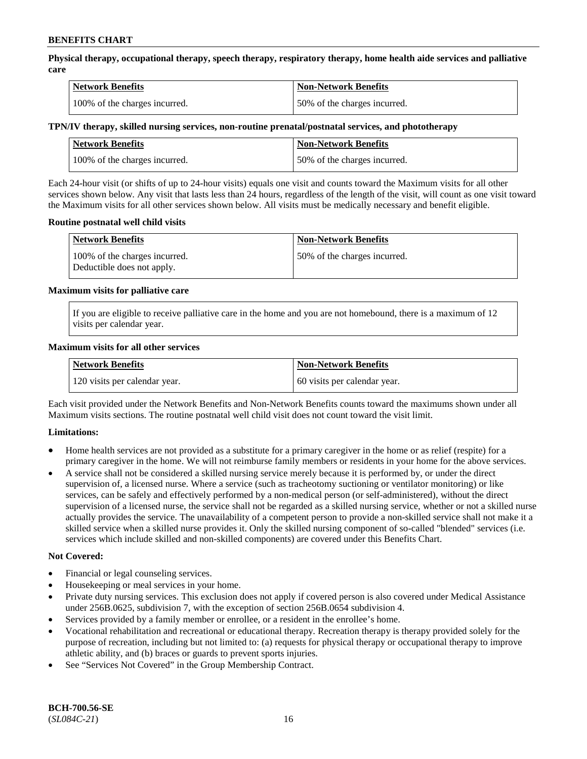**Physical therapy, occupational therapy, speech therapy, respiratory therapy, home health aide services and palliative care**

| Network Benefits | Non-Network Benefits |
| --- | --- |
| 100% of the charges incurred. | 50% of the charges incurred. |

**TPN/IV therapy, skilled nursing services, non-routine prenatal/postnatal services, and phototherapy**

| Network Benefits | Non-Network Benefits |
| --- | --- |
| 100% of the charges incurred. | 50% of the charges incurred. |

Each 24-hour visit (or shifts of up to 24-hour visits) equals one visit and counts toward the Maximum visits for all other services shown below. Any visit that lasts less than 24 hours, regardless of the length of the visit, will count as one visit toward the Maximum visits for all other services shown below. All visits must be medically necessary and benefit eligible.

**Routine postnatal well child visits**

| Network Benefits | Non-Network Benefits |
| --- | --- |
| 100% of the charges incurred. Deductible does not apply. | 50% of the charges incurred. |

**Maximum visits for palliative care**

If you are eligible to receive palliative care in the home and you are not homebound, there is a maximum of 12 visits per calendar year.

**Maximum visits for all other services**

| Network Benefits | Non-Network Benefits |
| --- | --- |
| 120 visits per calendar year. | 60 visits per calendar year. |

Each visit provided under the Network Benefits and Non-Network Benefits counts toward the maximums shown under all Maximum visits sections. The routine postnatal well child visit does not count toward the visit limit.

**Limitations:**

- Home health services are not provided as a substitute for a primary caregiver in the home or as relief (respite) for a primary caregiver in the home. We will not reimburse family members or residents in your home for the above services.
- A service shall not be considered a skilled nursing service merely because it is performed by, or under the direct supervision of, a licensed nurse. Where a service (such as tracheotomy suctioning or ventilator monitoring) or like services, can be safely and effectively performed by a non-medical person (or self-administered), without the direct supervision of a licensed nurse, the service shall not be regarded as a skilled nursing service, whether or not a skilled nurse actually provides the service. The unavailability of a competent person to provide a non-skilled service shall not make it a skilled service when a skilled nurse provides it. Only the skilled nursing component of so-called "blended" services (i.e. services which include skilled and non-skilled components) are covered under this Benefits Chart.

**Not Covered:**

- Financial or legal counseling services.
- Housekeeping or meal services in your home.
- Private duty nursing services. This exclusion does not apply if covered person is also covered under Medical Assistance under 256B.0625, subdivision 7, with the exception of section 256B.0654 subdivision 4.
- Services provided by a family member or enrollee, or a resident in the enrollee's home.
- Vocational rehabilitation and recreational or educational therapy. Recreation therapy is therapy provided solely for the purpose of recreation, including but not limited to: (a) requests for physical therapy or occupational therapy to improve athletic ability, and (b) braces or guards to prevent sports injuries.
- See "Services Not Covered" in the Group Membership Contract.

**BCH-700.56-SE**
(*SL084C-21*)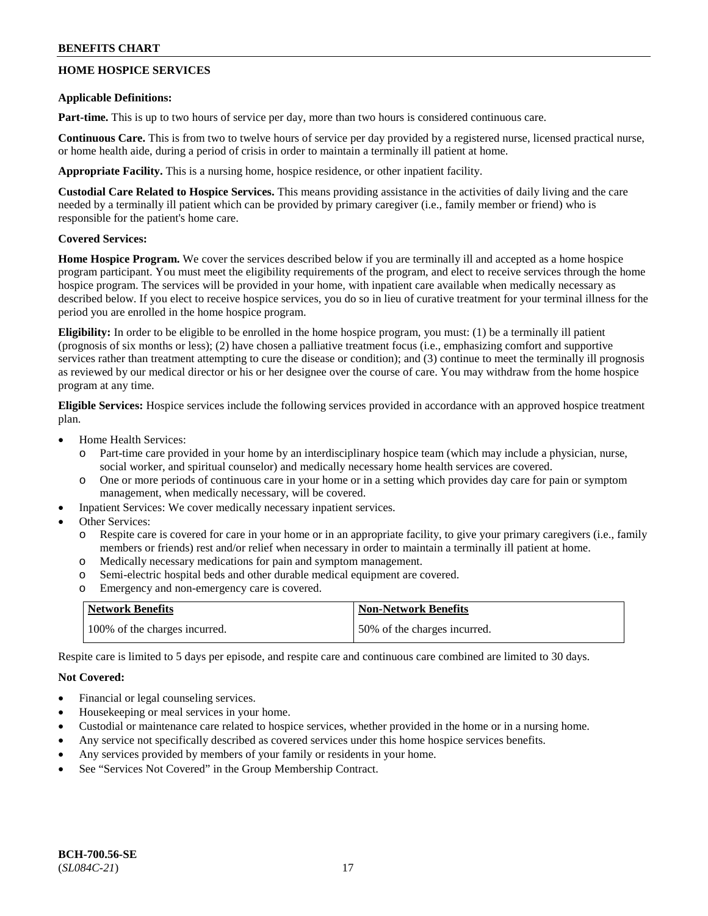## HOME HOSPICE SERVICES

**Applicable Definitions:**

**Part-time.** This is up to two hours of service per day, more than two hours is considered continuous care.

**Continuous Care.** This is from two to twelve hours of service per day provided by a registered nurse, licensed practical nurse, or home health aide, during a period of crisis in order to maintain a terminally ill patient at home.

**Appropriate Facility.** This is a nursing home, hospice residence, or other inpatient facility.

**Custodial Care Related to Hospice Services.** This means providing assistance in the activities of daily living and the care needed by a terminally ill patient which can be provided by primary caregiver (i.e., family member or friend) who is responsible for the patient's home care.

**Covered Services:**

**Home Hospice Program.** We cover the services described below if you are terminally ill and accepted as a home hospice program participant. You must meet the eligibility requirements of the program, and elect to receive services through the home hospice program. The services will be provided in your home, with inpatient care available when medically necessary as described below. If you elect to receive hospice services, you do so in lieu of curative treatment for your terminal illness for the period you are enrolled in the home hospice program.

**Eligibility:** In order to be eligible to be enrolled in the home hospice program, you must: (1) be a terminally ill patient (prognosis of six months or less); (2) have chosen a palliative treatment focus (i.e., emphasizing comfort and supportive services rather than treatment attempting to cure the disease or condition); and (3) continue to meet the terminally ill prognosis as reviewed by our medical director or his or her designee over the course of care. You may withdraw from the home hospice program at any time.

**Eligible Services:** Hospice services include the following services provided in accordance with an approved hospice treatment plan.

- Home Health Services:
  - Part-time care provided in your home by an interdisciplinary hospice team (which may include a physician, nurse, social worker, and spiritual counselor) and medically necessary home health services are covered.
  - One or more periods of continuous care in your home or in a setting which provides day care for pain or symptom management, when medically necessary, will be covered.
- Inpatient Services: We cover medically necessary inpatient services.
- Other Services:
  - Respite care is covered for care in your home or in an appropriate facility, to give your primary caregivers (i.e., family members or friends) rest and/or relief when necessary in order to maintain a terminally ill patient at home.
  - Medically necessary medications for pain and symptom management.
  - Semi-electric hospital beds and other durable medical equipment are covered.
  - Emergency and non-emergency care is covered.

| Network Benefits | Non-Network Benefits |
|---|---|
| 100% of the charges incurred. | 50% of the charges incurred. |

Respite care is limited to 5 days per episode, and respite care and continuous care combined are limited to 30 days.

**Not Covered:**

- Financial or legal counseling services.
- Housekeeping or meal services in your home.
- Custodial or maintenance care related to hospice services, whether provided in the home or in a nursing home.
- Any service not specifically described as covered services under this home hospice services benefits.
- Any services provided by members of your family or residents in your home.
- See "Services Not Covered" in the Group Membership Contract.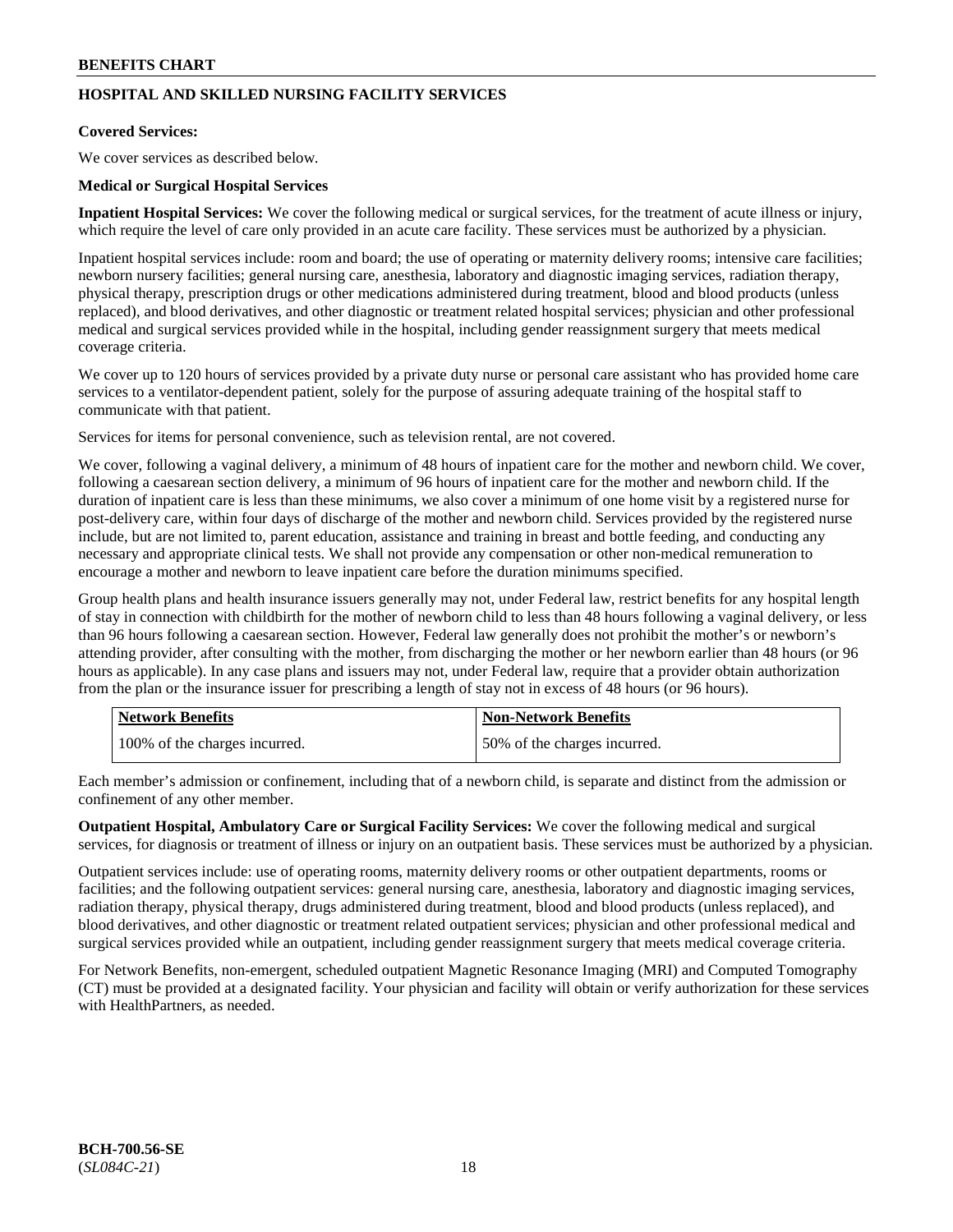## HOSPITAL AND SKILLED NURSING FACILITY SERVICES

**Covered Services:**

We cover services as described below.

**Medical or Surgical Hospital Services**

**Inpatient Hospital Services:** We cover the following medical or surgical services, for the treatment of acute illness or injury, which require the level of care only provided in an acute care facility. These services must be authorized by a physician.

Inpatient hospital services include: room and board; the use of operating or maternity delivery rooms; intensive care facilities; newborn nursery facilities; general nursing care, anesthesia, laboratory and diagnostic imaging services, radiation therapy, physical therapy, prescription drugs or other medications administered during treatment, blood and blood products (unless replaced), and blood derivatives, and other diagnostic or treatment related hospital services; physician and other professional medical and surgical services provided while in the hospital, including gender reassignment surgery that meets medical coverage criteria.

We cover up to 120 hours of services provided by a private duty nurse or personal care assistant who has provided home care services to a ventilator-dependent patient, solely for the purpose of assuring adequate training of the hospital staff to communicate with that patient.

Services for items for personal convenience, such as television rental, are not covered.

We cover, following a vaginal delivery, a minimum of 48 hours of inpatient care for the mother and newborn child. We cover, following a caesarean section delivery, a minimum of 96 hours of inpatient care for the mother and newborn child. If the duration of inpatient care is less than these minimums, we also cover a minimum of one home visit by a registered nurse for post-delivery care, within four days of discharge of the mother and newborn child. Services provided by the registered nurse include, but are not limited to, parent education, assistance and training in breast and bottle feeding, and conducting any necessary and appropriate clinical tests. We shall not provide any compensation or other non-medical remuneration to encourage a mother and newborn to leave inpatient care before the duration minimums specified.

Group health plans and health insurance issuers generally may not, under Federal law, restrict benefits for any hospital length of stay in connection with childbirth for the mother of newborn child to less than 48 hours following a vaginal delivery, or less than 96 hours following a caesarean section. However, Federal law generally does not prohibit the mother's or newborn's attending provider, after consulting with the mother, from discharging the mother or her newborn earlier than 48 hours (or 96 hours as applicable). In any case plans and issuers may not, under Federal law, require that a provider obtain authorization from the plan or the insurance issuer for prescribing a length of stay not in excess of 48 hours (or 96 hours).

| Network Benefits | Non-Network Benefits |
|---|---|
| 100% of the charges incurred. | 50% of the charges incurred. |

Each member's admission or confinement, including that of a newborn child, is separate and distinct from the admission or confinement of any other member.

**Outpatient Hospital, Ambulatory Care or Surgical Facility Services:** We cover the following medical and surgical services, for diagnosis or treatment of illness or injury on an outpatient basis. These services must be authorized by a physician.

Outpatient services include: use of operating rooms, maternity delivery rooms or other outpatient departments, rooms or facilities; and the following outpatient services: general nursing care, anesthesia, laboratory and diagnostic imaging services, radiation therapy, physical therapy, drugs administered during treatment, blood and blood products (unless replaced), and blood derivatives, and other diagnostic or treatment related outpatient services; physician and other professional medical and surgical services provided while an outpatient, including gender reassignment surgery that meets medical coverage criteria.

For Network Benefits, non-emergent, scheduled outpatient Magnetic Resonance Imaging (MRI) and Computed Tomography (CT) must be provided at a designated facility. Your physician and facility will obtain or verify authorization for these services with HealthPartners, as needed.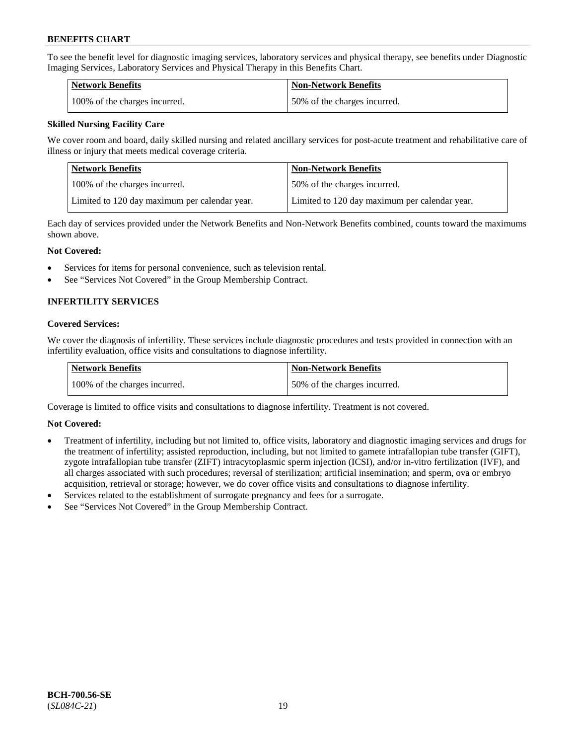To see the benefit level for diagnostic imaging services, laboratory services and physical therapy, see benefits under Diagnostic Imaging Services, Laboratory Services and Physical Therapy in this Benefits Chart.

| Network Benefits | Non-Network Benefits |
| --- | --- |
| 100% of the charges incurred. | 50% of the charges incurred. |

**Skilled Nursing Facility Care**

We cover room and board, daily skilled nursing and related ancillary services for post-acute treatment and rehabilitative care of illness or injury that meets medical coverage criteria.

| Network Benefits | Non-Network Benefits |
| --- | --- |
| 100% of the charges incurred. | 50% of the charges incurred. |
| Limited to 120 day maximum per calendar year. | Limited to 120 day maximum per calendar year. |

Each day of services provided under the Network Benefits and Non-Network Benefits combined, counts toward the maximums shown above.

**Not Covered:**

- Services for items for personal convenience, such as television rental.
- See "Services Not Covered" in the Group Membership Contract.

## INFERTILITY SERVICES

**Covered Services:**

We cover the diagnosis of infertility. These services include diagnostic procedures and tests provided in connection with an infertility evaluation, office visits and consultations to diagnose infertility.

| Network Benefits | Non-Network Benefits |
| --- | --- |
| 100% of the charges incurred. | 50% of the charges incurred. |

Coverage is limited to office visits and consultations to diagnose infertility. Treatment is not covered.

**Not Covered:**

- Treatment of infertility, including but not limited to, office visits, laboratory and diagnostic imaging services and drugs for the treatment of infertility; assisted reproduction, including, but not limited to gamete intrafallopian tube transfer (GIFT), zygote intrafallopian tube transfer (ZIFT) intracytoplasmic sperm injection (ICSI), and/or in-vitro fertilization (IVF), and all charges associated with such procedures; reversal of sterilization; artificial insemination; and sperm, ova or embryo acquisition, retrieval or storage; however, we do cover office visits and consultations to diagnose infertility.
- Services related to the establishment of surrogate pregnancy and fees for a surrogate.
- See "Services Not Covered" in the Group Membership Contract.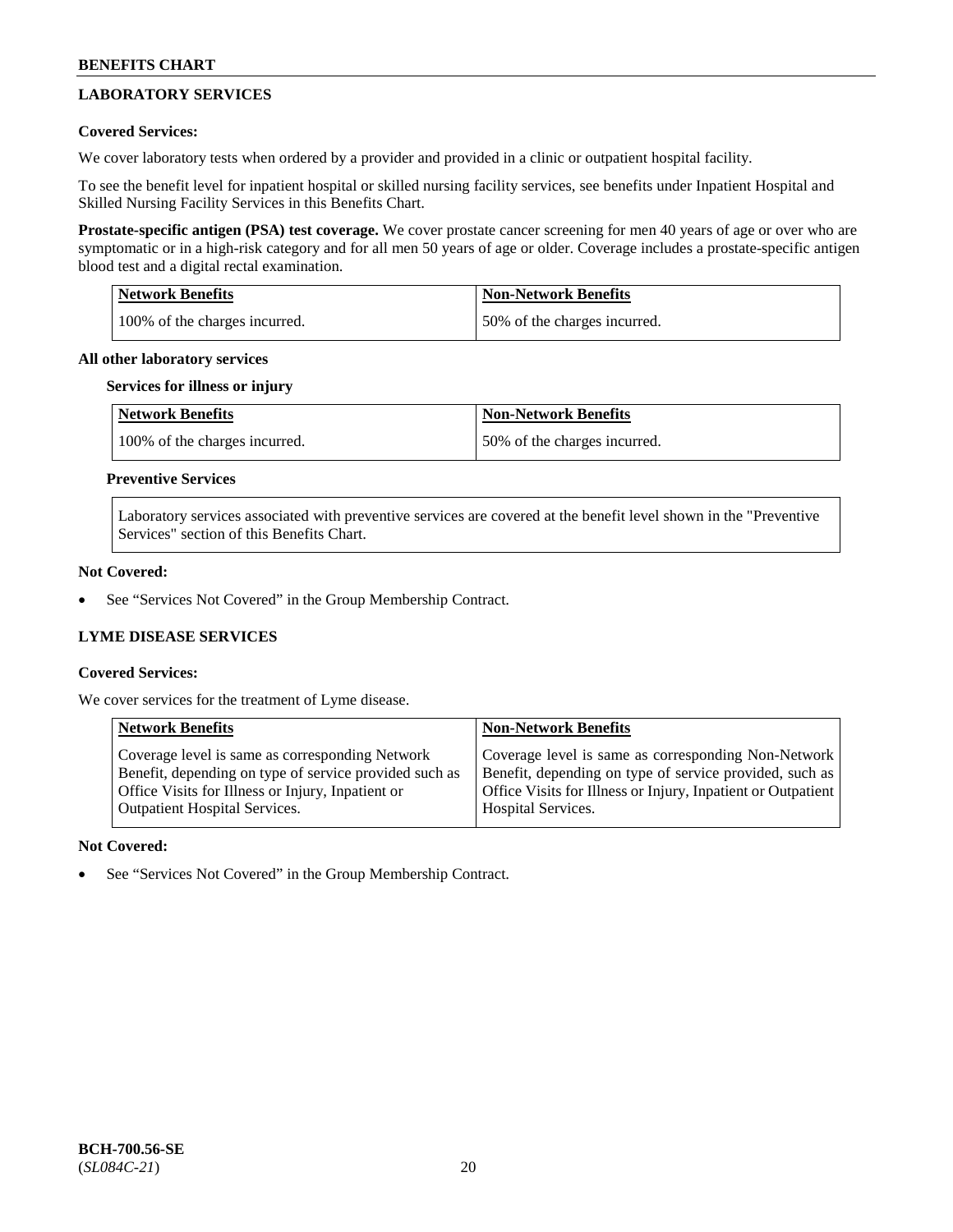## LABORATORY SERVICES

**Covered Services:**

We cover laboratory tests when ordered by a provider and provided in a clinic or outpatient hospital facility.

To see the benefit level for inpatient hospital or skilled nursing facility services, see benefits under Inpatient Hospital and Skilled Nursing Facility Services in this Benefits Chart.

**Prostate-specific antigen (PSA) test coverage.** We cover prostate cancer screening for men 40 years of age or over who are symptomatic or in a high-risk category and for all men 50 years of age or older. Coverage includes a prostate-specific antigen blood test and a digital rectal examination.

| Network Benefits | Non-Network Benefits |
|---|---|
| 100% of the charges incurred. | 50% of the charges incurred. |

**All other laboratory services**

**Services for illness or injury**

| Network Benefits | Non-Network Benefits |
|---|---|
| 100% of the charges incurred. | 50% of the charges incurred. |

**Preventive Services**

Laboratory services associated with preventive services are covered at the benefit level shown in the "Preventive Services" section of this Benefits Chart.

**Not Covered:**

- See "Services Not Covered" in the Group Membership Contract.

## LYME DISEASE SERVICES

**Covered Services:**

We cover services for the treatment of Lyme disease.

| Network Benefits | Non-Network Benefits |
|---|---|
| Coverage level is same as corresponding Network Benefit, depending on type of service provided such as Office Visits for Illness or Injury, Inpatient or Outpatient Hospital Services. | Coverage level is same as corresponding Non-Network Benefit, depending on type of service provided, such as Office Visits for Illness or Injury, Inpatient or Outpatient Hospital Services. |

**Not Covered:**

- See "Services Not Covered" in the Group Membership Contract.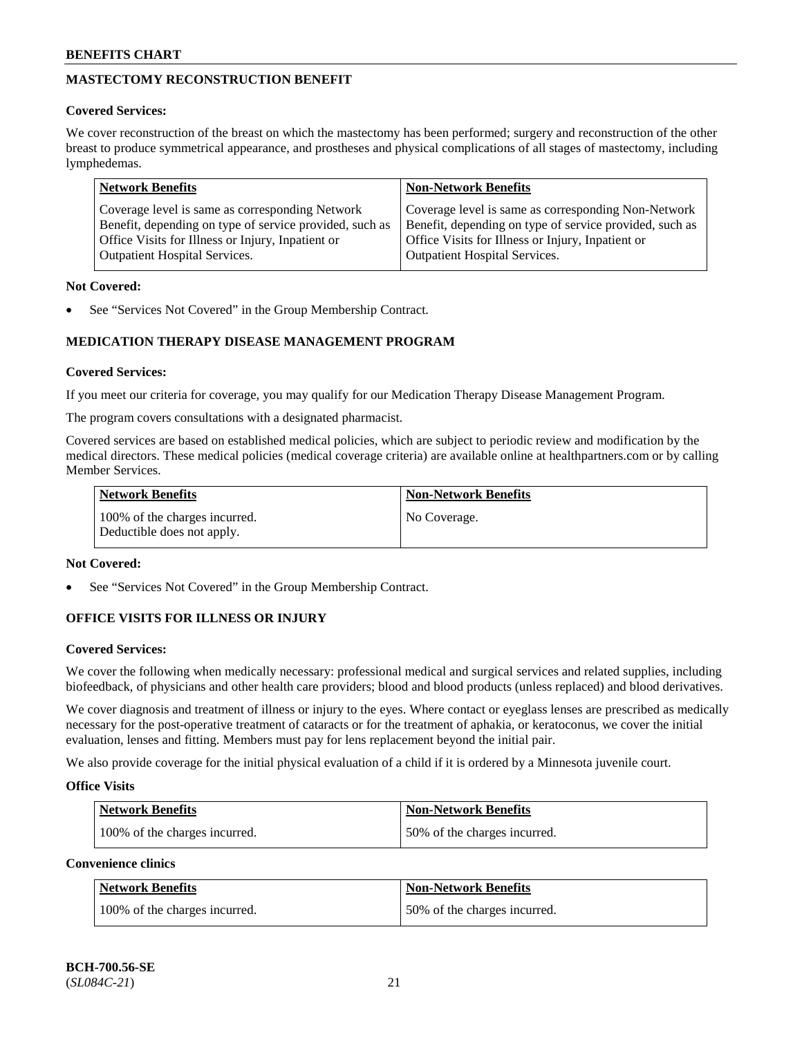## MASTECTOMY RECONSTRUCTION BENEFIT

**Covered Services:**

We cover reconstruction of the breast on which the mastectomy has been performed; surgery and reconstruction of the other breast to produce symmetrical appearance, and prostheses and physical complications of all stages of mastectomy, including lymphedemas.

| Network Benefits | Non-Network Benefits |
|---|---|
| Coverage level is same as corresponding Network Benefit, depending on type of service provided, such as Office Visits for Illness or Injury, Inpatient or Outpatient Hospital Services. | Coverage level is same as corresponding Non-Network Benefit, depending on type of service provided, such as Office Visits for Illness or Injury, Inpatient or Outpatient Hospital Services. |

**Not Covered:**

- See "Services Not Covered" in the Group Membership Contract.

## MEDICATION THERAPY DISEASE MANAGEMENT PROGRAM

**Covered Services:**

If you meet our criteria for coverage, you may qualify for our Medication Therapy Disease Management Program.

The program covers consultations with a designated pharmacist.

Covered services are based on established medical policies, which are subject to periodic review and modification by the medical directors. These medical policies (medical coverage criteria) are available online at healthpartners.com or by calling Member Services.

| Network Benefits | Non-Network Benefits |
|---|---|
| 100% of the charges incurred. Deductible does not apply. | No Coverage. |

**Not Covered:**

- See "Services Not Covered" in the Group Membership Contract.

## OFFICE VISITS FOR ILLNESS OR INJURY

**Covered Services:**

We cover the following when medically necessary: professional medical and surgical services and related supplies, including biofeedback, of physicians and other health care providers; blood and blood products (unless replaced) and blood derivatives.

We cover diagnosis and treatment of illness or injury to the eyes. Where contact or eyeglass lenses are prescribed as medically necessary for the post-operative treatment of cataracts or for the treatment of aphakia, or keratoconus, we cover the initial evaluation, lenses and fitting. Members must pay for lens replacement beyond the initial pair.

We also provide coverage for the initial physical evaluation of a child if it is ordered by a Minnesota juvenile court.

**Office Visits**

| Network Benefits | Non-Network Benefits |
|---|---|
| 100% of the charges incurred. | 50% of the charges incurred. |

**Convenience clinics**

| Network Benefits | Non-Network Benefits |
|---|---|
| 100% of the charges incurred. | 50% of the charges incurred. |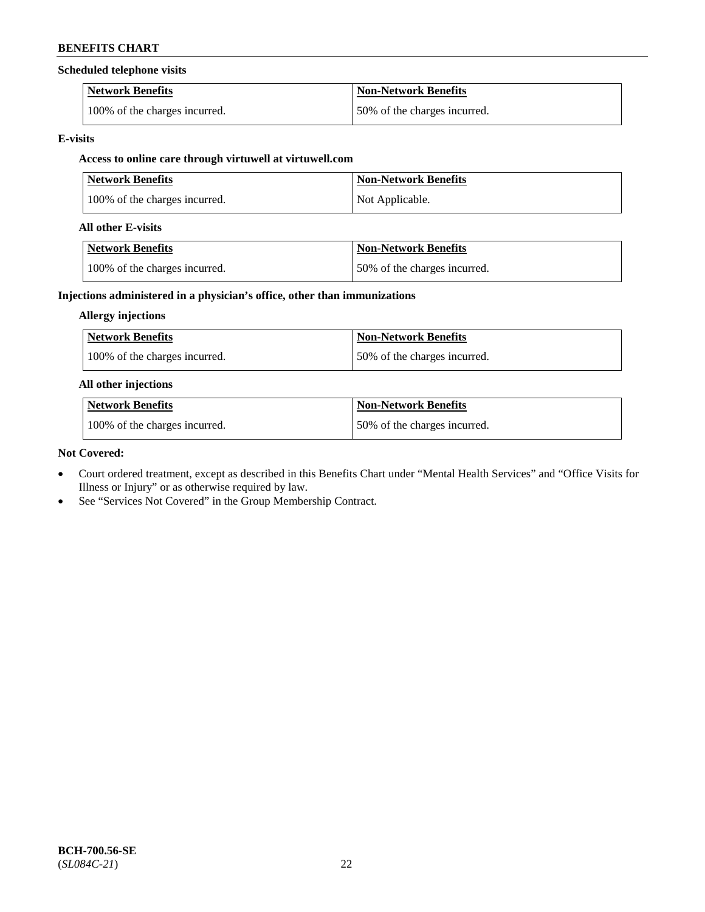**Scheduled telephone visits**

| Network Benefits | Non-Network Benefits |
|---|---|
| 100% of the charges incurred. | 50% of the charges incurred. |

**E-visits**

**Access to online care through virtuwell at virtuwell.com**

| Network Benefits | Non-Network Benefits |
|---|---|
| 100% of the charges incurred. | Not Applicable. |

**All other E-visits**

| Network Benefits | Non-Network Benefits |
|---|---|
| 100% of the charges incurred. | 50% of the charges incurred. |

**Injections administered in a physician's office, other than immunizations**

**Allergy injections**

| Network Benefits | Non-Network Benefits |
|---|---|
| 100% of the charges incurred. | 50% of the charges incurred. |

**All other injections**

| Network Benefits | Non-Network Benefits |
|---|---|
| 100% of the charges incurred. | 50% of the charges incurred. |

**Not Covered:**

- Court ordered treatment, except as described in this Benefits Chart under "Mental Health Services" and "Office Visits for Illness or Injury" or as otherwise required by law.
- See "Services Not Covered" in the Group Membership Contract.

**BCH-700.56-SE**
(*SL084C-21*)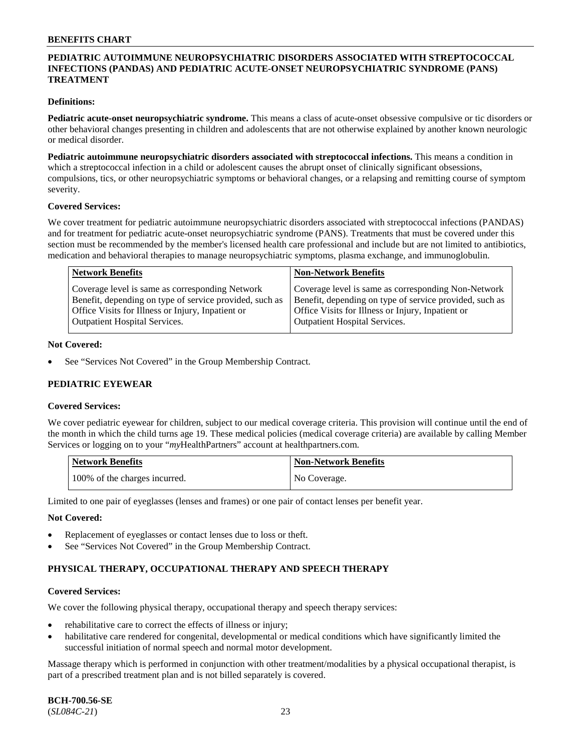## PEDIATRIC AUTOIMMUNE NEUROPSYCHIATRIC DISORDERS ASSOCIATED WITH STREPTOCOCCAL INFECTIONS (PANDAS) AND PEDIATRIC ACUTE-ONSET NEUROPSYCHIATRIC SYNDROME (PANS) TREATMENT

**Definitions:**

**Pediatric acute-onset neuropsychiatric syndrome.** This means a class of acute-onset obsessive compulsive or tic disorders or other behavioral changes presenting in children and adolescents that are not otherwise explained by another known neurologic or medical disorder.

**Pediatric autoimmune neuropsychiatric disorders associated with streptococcal infections.** This means a condition in which a streptococcal infection in a child or adolescent causes the abrupt onset of clinically significant obsessions, compulsions, tics, or other neuropsychiatric symptoms or behavioral changes, or a relapsing and remitting course of symptom severity.

**Covered Services:**

We cover treatment for pediatric autoimmune neuropsychiatric disorders associated with streptococcal infections (PANDAS) and for treatment for pediatric acute-onset neuropsychiatric syndrome (PANS). Treatments that must be covered under this section must be recommended by the member's licensed health care professional and include but are not limited to antibiotics, medication and behavioral therapies to manage neuropsychiatric symptoms, plasma exchange, and immunoglobulin.

| Network Benefits | Non-Network Benefits |
|---|---|
| Coverage level is same as corresponding Network Benefit, depending on type of service provided, such as Office Visits for Illness or Injury, Inpatient or Outpatient Hospital Services. | Coverage level is same as corresponding Non-Network Benefit, depending on type of service provided, such as Office Visits for Illness or Injury, Inpatient or Outpatient Hospital Services. |

**Not Covered:**

- See "Services Not Covered" in the Group Membership Contract.

## PEDIATRIC EYEWEAR

**Covered Services:**

We cover pediatric eyewear for children, subject to our medical coverage criteria. This provision will continue until the end of the month in which the child turns age 19. These medical policies (medical coverage criteria) are available by calling Member Services or logging on to your "*my*HealthPartners" account at healthpartners.com.

| Network Benefits | Non-Network Benefits |
|---|---|
| 100% of the charges incurred. | No Coverage. |

Limited to one pair of eyeglasses (lenses and frames) or one pair of contact lenses per benefit year.

**Not Covered:**

- Replacement of eyeglasses or contact lenses due to loss or theft.
- See "Services Not Covered" in the Group Membership Contract.

## PHYSICAL THERAPY, OCCUPATIONAL THERAPY AND SPEECH THERAPY

**Covered Services:**

We cover the following physical therapy, occupational therapy and speech therapy services:

- rehabilitative care to correct the effects of illness or injury;
- habilitative care rendered for congenital, developmental or medical conditions which have significantly limited the successful initiation of normal speech and normal motor development.

Massage therapy which is performed in conjunction with other treatment/modalities by a physical occupational therapist, is part of a prescribed treatment plan and is not billed separately is covered.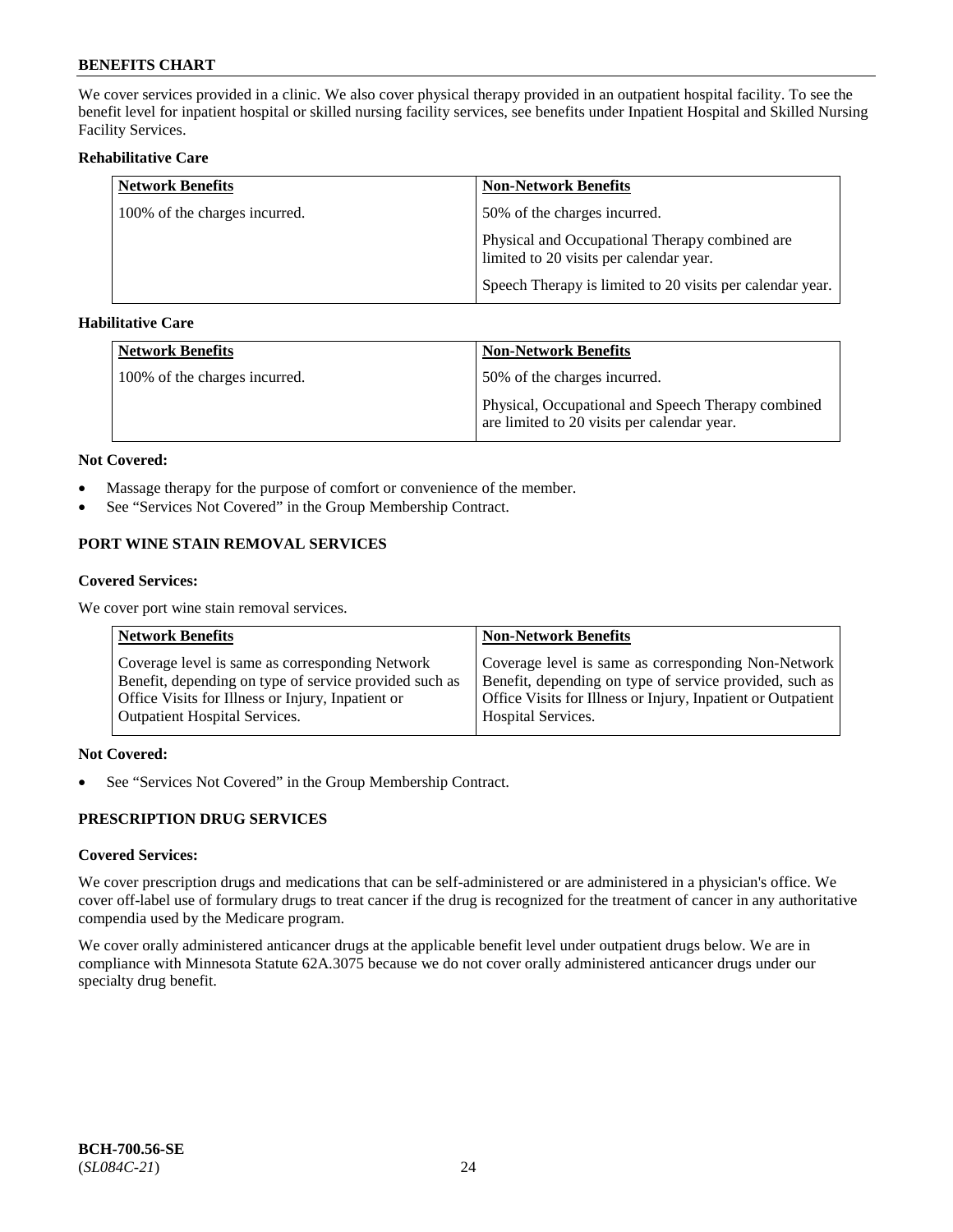We cover services provided in a clinic. We also cover physical therapy provided in an outpatient hospital facility. To see the benefit level for inpatient hospital or skilled nursing facility services, see benefits under Inpatient Hospital and Skilled Nursing Facility Services.

**Rehabilitative Care**

| Network Benefits | Non-Network Benefits |
|---|---|
| 100% of the charges incurred. | 50% of the charges incurred.<br><br>Physical and Occupational Therapy combined are limited to 20 visits per calendar year.<br><br>Speech Therapy is limited to 20 visits per calendar year. |

**Habilitative Care**

| Network Benefits | Non-Network Benefits |
|---|---|
| 100% of the charges incurred. | 50% of the charges incurred.<br><br>Physical, Occupational and Speech Therapy combined are limited to 20 visits per calendar year. |

**Not Covered:**

- Massage therapy for the purpose of comfort or convenience of the member.
- See "Services Not Covered" in the Group Membership Contract.

## PORT WINE STAIN REMOVAL SERVICES

**Covered Services:**

We cover port wine stain removal services.

| Network Benefits | Non-Network Benefits |
|---|---|
| Coverage level is same as corresponding Network Benefit, depending on type of service provided such as Office Visits for Illness or Injury, Inpatient or Outpatient Hospital Services. | Coverage level is same as corresponding Non-Network Benefit, depending on type of service provided, such as Office Visits for Illness or Injury, Inpatient or Outpatient Hospital Services. |

**Not Covered:**

- See "Services Not Covered" in the Group Membership Contract.

## PRESCRIPTION DRUG SERVICES

**Covered Services:**

We cover prescription drugs and medications that can be self-administered or are administered in a physician's office. We cover off-label use of formulary drugs to treat cancer if the drug is recognized for the treatment of cancer in any authoritative compendia used by the Medicare program.

We cover orally administered anticancer drugs at the applicable benefit level under outpatient drugs below. We are in compliance with Minnesota Statute 62A.3075 because we do not cover orally administered anticancer drugs under our specialty drug benefit.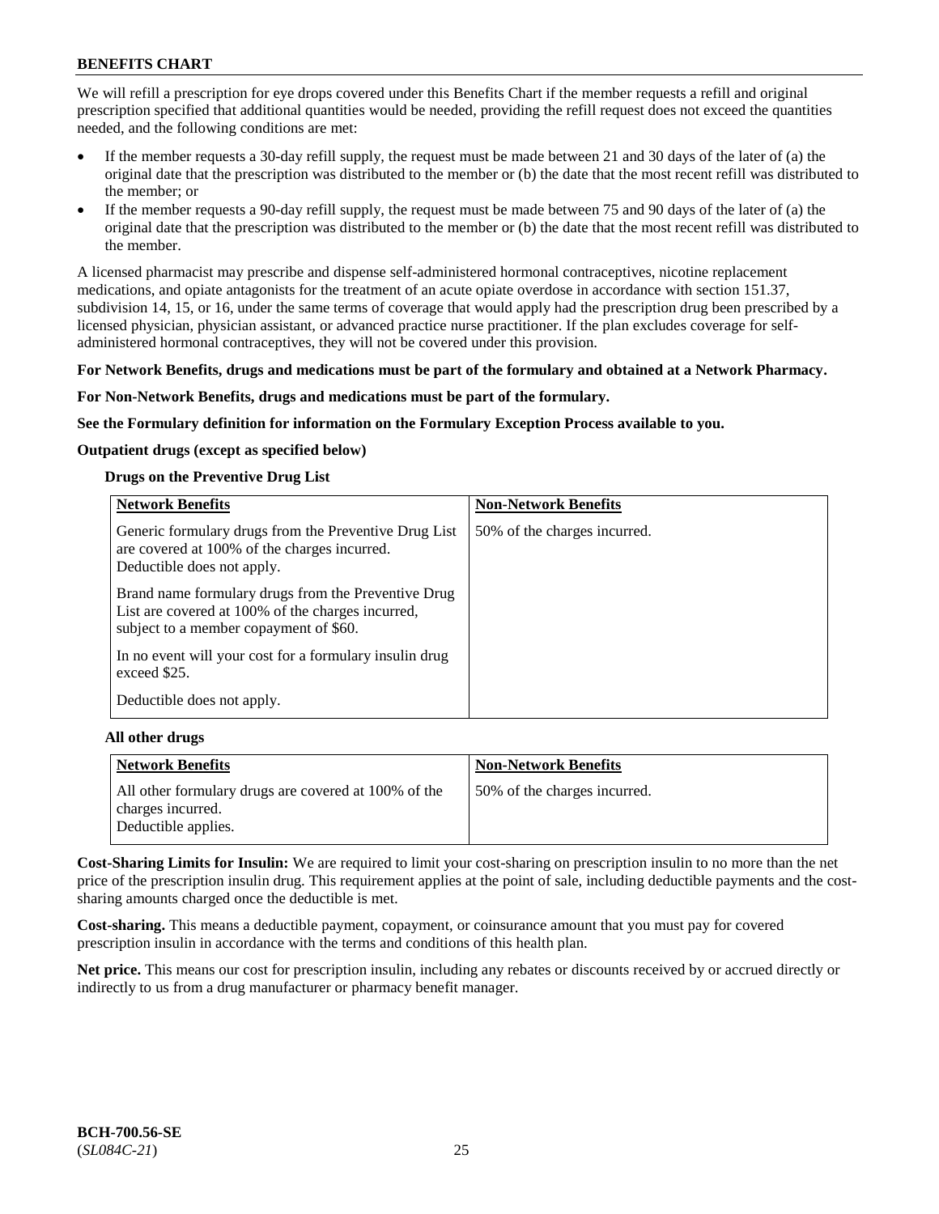We will refill a prescription for eye drops covered under this Benefits Chart if the member requests a refill and original prescription specified that additional quantities would be needed, providing the refill request does not exceed the quantities needed, and the following conditions are met:

- If the member requests a 30-day refill supply, the request must be made between 21 and 30 days of the later of (a) the original date that the prescription was distributed to the member or (b) the date that the most recent refill was distributed to the member; or
- If the member requests a 90-day refill supply, the request must be made between 75 and 90 days of the later of (a) the original date that the prescription was distributed to the member or (b) the date that the most recent refill was distributed to the member.

A licensed pharmacist may prescribe and dispense self-administered hormonal contraceptives, nicotine replacement medications, and opiate antagonists for the treatment of an acute opiate overdose in accordance with section 151.37, subdivision 14, 15, or 16, under the same terms of coverage that would apply had the prescription drug been prescribed by a licensed physician, physician assistant, or advanced practice nurse practitioner. If the plan excludes coverage for self-administered hormonal contraceptives, they will not be covered under this provision.

**For Network Benefits, drugs and medications must be part of the formulary and obtained at a Network Pharmacy.**

**For Non-Network Benefits, drugs and medications must be part of the formulary.**

**See the Formulary definition for information on the Formulary Exception Process available to you.**

**Outpatient drugs (except as specified below)**

**Drugs on the Preventive Drug List**

| Network Benefits | Non-Network Benefits |
|---|---|
| Generic formulary drugs from the Preventive Drug List are covered at 100% of the charges incurred. Deductible does not apply.<br><br>Brand name formulary drugs from the Preventive Drug List are covered at 100% of the charges incurred, subject to a member copayment of $60.<br><br>In no event will your cost for a formulary insulin drug exceed $25.<br><br>Deductible does not apply. | 50% of the charges incurred. |

**All other drugs**

| Network Benefits | Non-Network Benefits |
|---|---|
| All other formulary drugs are covered at 100% of the charges incurred. Deductible applies. | 50% of the charges incurred. |

**Cost-Sharing Limits for Insulin:** We are required to limit your cost-sharing on prescription insulin to no more than the net price of the prescription insulin drug. This requirement applies at the point of sale, including deductible payments and the cost-sharing amounts charged once the deductible is met.

**Cost-sharing.** This means a deductible payment, copayment, or coinsurance amount that you must pay for covered prescription insulin in accordance with the terms and conditions of this health plan.

**Net price.** This means our cost for prescription insulin, including any rebates or discounts received by or accrued directly or indirectly to us from a drug manufacturer or pharmacy benefit manager.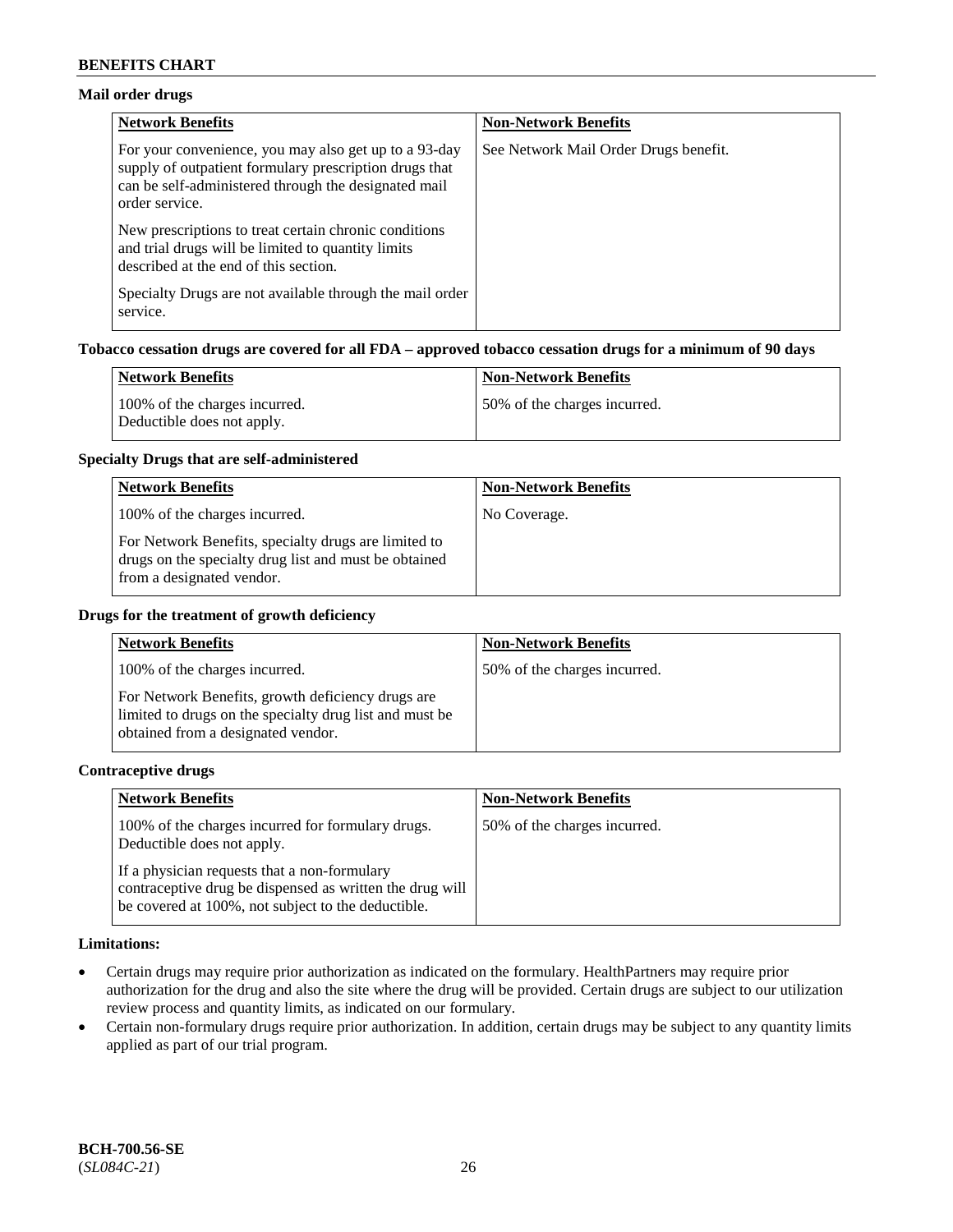### Mail order drugs

| Network Benefits | Non-Network Benefits |
| --- | --- |
| For your convenience, you may also get up to a 93-day supply of outpatient formulary prescription drugs that can be self-administered through the designated mail order service.<br><br>New prescriptions to treat certain chronic conditions and trial drugs will be limited to quantity limits described at the end of this section.<br><br>Specialty Drugs are not available through the mail order service. | See Network Mail Order Drugs benefit. |

### Tobacco cessation drugs are covered for all FDA – approved tobacco cessation drugs for a minimum of 90 days

| Network Benefits | Non-Network Benefits |
| --- | --- |
| 100% of the charges incurred.<br>Deductible does not apply. | 50% of the charges incurred. |

### Specialty Drugs that are self-administered

| Network Benefits | Non-Network Benefits |
| --- | --- |
| 100% of the charges incurred.<br><br>For Network Benefits, specialty drugs are limited to drugs on the specialty drug list and must be obtained from a designated vendor. | No Coverage. |

### Drugs for the treatment of growth deficiency

| Network Benefits | Non-Network Benefits |
| --- | --- |
| 100% of the charges incurred.<br><br>For Network Benefits, growth deficiency drugs are limited to drugs on the specialty drug list and must be obtained from a designated vendor. | 50% of the charges incurred. |

### Contraceptive drugs

| Network Benefits | Non-Network Benefits |
| --- | --- |
| 100% of the charges incurred for formulary drugs. Deductible does not apply.<br><br>If a physician requests that a non-formulary contraceptive drug be dispensed as written the drug will be covered at 100%, not subject to the deductible. | 50% of the charges incurred. |

### Limitations:

- Certain drugs may require prior authorization as indicated on the formulary. HealthPartners may require prior authorization for the drug and also the site where the drug will be provided. Certain drugs are subject to our utilization review process and quantity limits, as indicated on our formulary.
- Certain non-formulary drugs require prior authorization. In addition, certain drugs may be subject to any quantity limits applied as part of our trial program.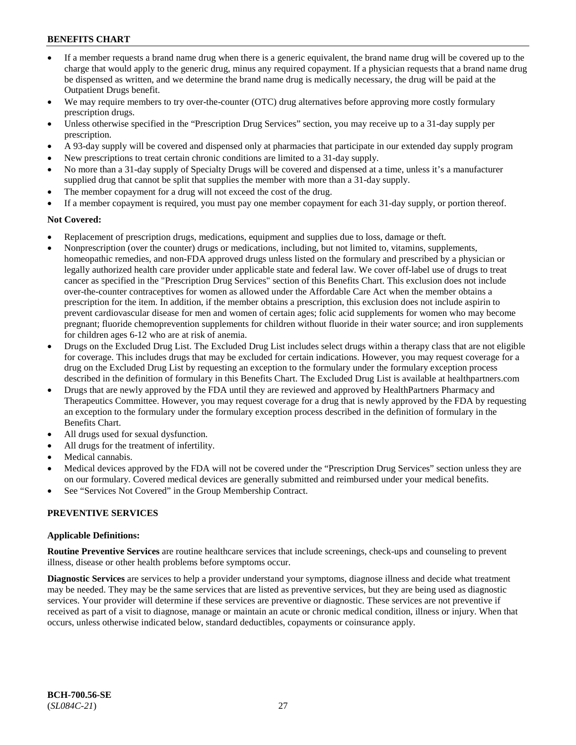- If a member requests a brand name drug when there is a generic equivalent, the brand name drug will be covered up to the charge that would apply to the generic drug, minus any required copayment. If a physician requests that a brand name drug be dispensed as written, and we determine the brand name drug is medically necessary, the drug will be paid at the Outpatient Drugs benefit.
- We may require members to try over-the-counter (OTC) drug alternatives before approving more costly formulary prescription drugs.
- Unless otherwise specified in the "Prescription Drug Services" section, you may receive up to a 31-day supply per prescription.
- A 93-day supply will be covered and dispensed only at pharmacies that participate in our extended day supply program
- New prescriptions to treat certain chronic conditions are limited to a 31-day supply.
- No more than a 31-day supply of Specialty Drugs will be covered and dispensed at a time, unless it's a manufacturer supplied drug that cannot be split that supplies the member with more than a 31-day supply.
- The member copayment for a drug will not exceed the cost of the drug.
- If a member copayment is required, you must pay one member copayment for each 31-day supply, or portion thereof.

**Not Covered:**

- Replacement of prescription drugs, medications, equipment and supplies due to loss, damage or theft.
- Nonprescription (over the counter) drugs or medications, including, but not limited to, vitamins, supplements, homeopathic remedies, and non-FDA approved drugs unless listed on the formulary and prescribed by a physician or legally authorized health care provider under applicable state and federal law. We cover off-label use of drugs to treat cancer as specified in the "Prescription Drug Services" section of this Benefits Chart. This exclusion does not include over-the-counter contraceptives for women as allowed under the Affordable Care Act when the member obtains a prescription for the item. In addition, if the member obtains a prescription, this exclusion does not include aspirin to prevent cardiovascular disease for men and women of certain ages; folic acid supplements for women who may become pregnant; fluoride chemoprevention supplements for children without fluoride in their water source; and iron supplements for children ages 6-12 who are at risk of anemia.
- Drugs on the Excluded Drug List. The Excluded Drug List includes select drugs within a therapy class that are not eligible for coverage. This includes drugs that may be excluded for certain indications. However, you may request coverage for a drug on the Excluded Drug List by requesting an exception to the formulary under the formulary exception process described in the definition of formulary in this Benefits Chart. The Excluded Drug List is available at healthpartners.com
- Drugs that are newly approved by the FDA until they are reviewed and approved by HealthPartners Pharmacy and Therapeutics Committee. However, you may request coverage for a drug that is newly approved by the FDA by requesting an exception to the formulary under the formulary exception process described in the definition of formulary in the Benefits Chart.
- All drugs used for sexual dysfunction.
- All drugs for the treatment of infertility.
- Medical cannabis.
- Medical devices approved by the FDA will not be covered under the "Prescription Drug Services" section unless they are on our formulary. Covered medical devices are generally submitted and reimbursed under your medical benefits.
- See "Services Not Covered" in the Group Membership Contract.

## PREVENTIVE SERVICES

**Applicable Definitions:**

**Routine Preventive Services** are routine healthcare services that include screenings, check-ups and counseling to prevent illness, disease or other health problems before symptoms occur.

**Diagnostic Services** are services to help a provider understand your symptoms, diagnose illness and decide what treatment may be needed. They may be the same services that are listed as preventive services, but they are being used as diagnostic services. Your provider will determine if these services are preventive or diagnostic. These services are not preventive if received as part of a visit to diagnose, manage or maintain an acute or chronic medical condition, illness or injury. When that occurs, unless otherwise indicated below, standard deductibles, copayments or coinsurance apply.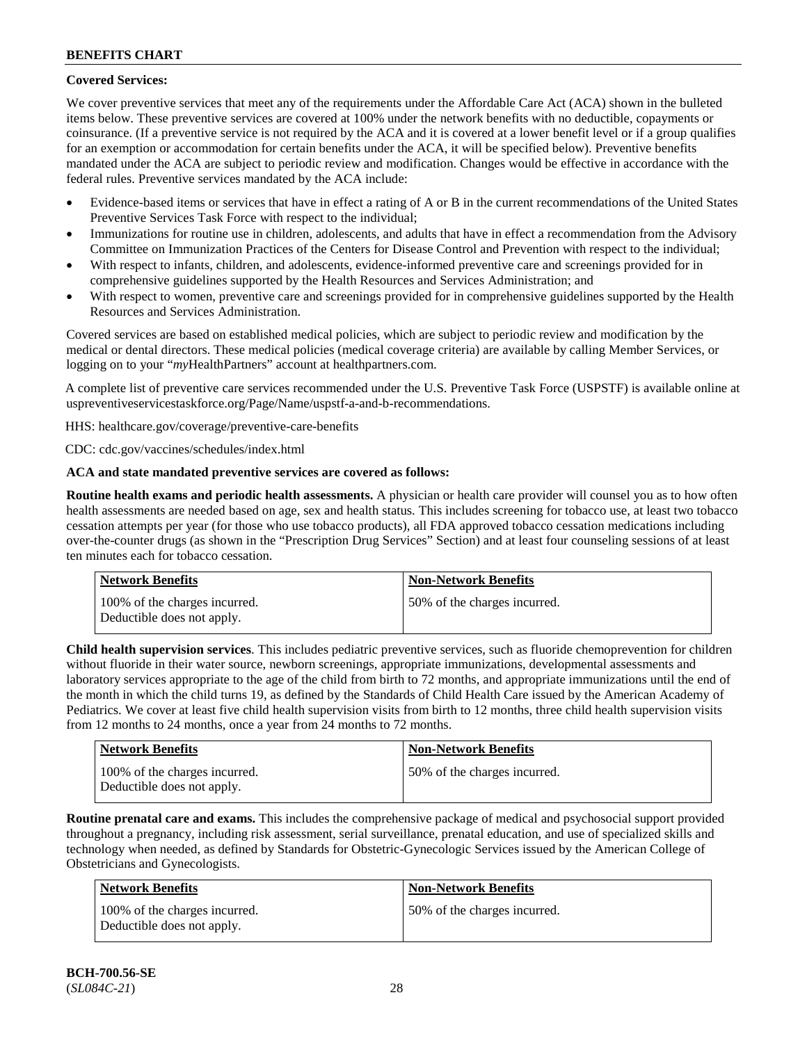**Covered Services:**

We cover preventive services that meet any of the requirements under the Affordable Care Act (ACA) shown in the bulleted items below. These preventive services are covered at 100% under the network benefits with no deductible, copayments or coinsurance. (If a preventive service is not required by the ACA and it is covered at a lower benefit level or if a group qualifies for an exemption or accommodation for certain benefits under the ACA, it will be specified below). Preventive benefits mandated under the ACA are subject to periodic review and modification. Changes would be effective in accordance with the federal rules. Preventive services mandated by the ACA include:

- Evidence-based items or services that have in effect a rating of A or B in the current recommendations of the United States Preventive Services Task Force with respect to the individual;
- Immunizations for routine use in children, adolescents, and adults that have in effect a recommendation from the Advisory Committee on Immunization Practices of the Centers for Disease Control and Prevention with respect to the individual;
- With respect to infants, children, and adolescents, evidence-informed preventive care and screenings provided for in comprehensive guidelines supported by the Health Resources and Services Administration; and
- With respect to women, preventive care and screenings provided for in comprehensive guidelines supported by the Health Resources and Services Administration.

Covered services are based on established medical policies, which are subject to periodic review and modification by the medical or dental directors. These medical policies (medical coverage criteria) are available by calling Member Services, or logging on to your "*my*HealthPartners" account at healthpartners.com.

A complete list of preventive care services recommended under the U.S. Preventive Task Force (USPSTF) is available online at uspreventiveservicestaskforce.org/Page/Name/uspstf-a-and-b-recommendations.

HHS: healthcare.gov/coverage/preventive-care-benefits

CDC: cdc.gov/vaccines/schedules/index.html

**ACA and state mandated preventive services are covered as follows:**

**Routine health exams and periodic health assessments.** A physician or health care provider will counsel you as to how often health assessments are needed based on age, sex and health status. This includes screening for tobacco use, at least two tobacco cessation attempts per year (for those who use tobacco products), all FDA approved tobacco cessation medications including over-the-counter drugs (as shown in the "Prescription Drug Services" Section) and at least four counseling sessions of at least ten minutes each for tobacco cessation.

| Network Benefits | Non-Network Benefits |
|---|---|
| 100% of the charges incurred. Deductible does not apply. | 50% of the charges incurred. |

**Child health supervision services**. This includes pediatric preventive services, such as fluoride chemoprevention for children without fluoride in their water source, newborn screenings, appropriate immunizations, developmental assessments and laboratory services appropriate to the age of the child from birth to 72 months, and appropriate immunizations until the end of the month in which the child turns 19, as defined by the Standards of Child Health Care issued by the American Academy of Pediatrics. We cover at least five child health supervision visits from birth to 12 months, three child health supervision visits from 12 months to 24 months, once a year from 24 months to 72 months.

| Network Benefits | Non-Network Benefits |
|---|---|
| 100% of the charges incurred. Deductible does not apply. | 50% of the charges incurred. |

**Routine prenatal care and exams.** This includes the comprehensive package of medical and psychosocial support provided throughout a pregnancy, including risk assessment, serial surveillance, prenatal education, and use of specialized skills and technology when needed, as defined by Standards for Obstetric-Gynecologic Services issued by the American College of Obstetricians and Gynecologists.

| Network Benefits | Non-Network Benefits |
|---|---|
| 100% of the charges incurred. Deductible does not apply. | 50% of the charges incurred. |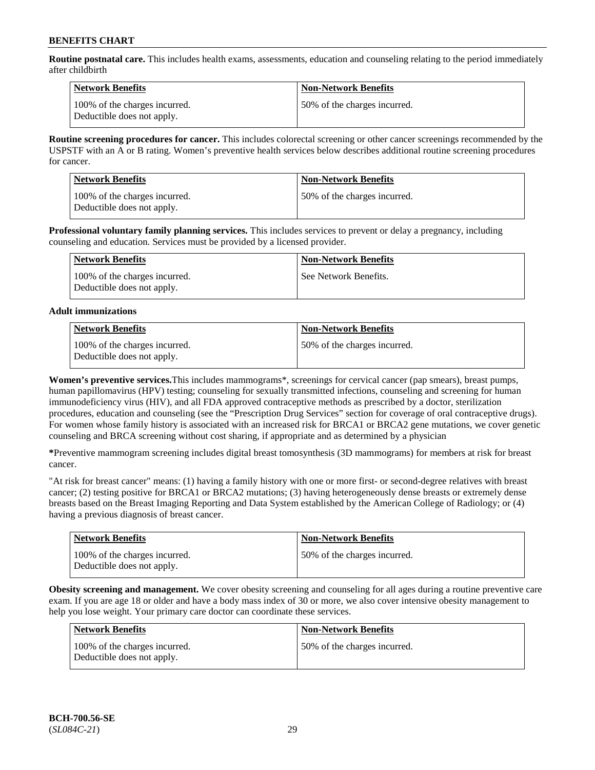**Routine postnatal care.** This includes health exams, assessments, education and counseling relating to the period immediately after childbirth

| Network Benefits | Non-Network Benefits |
| --- | --- |
| 100% of the charges incurred. Deductible does not apply. | 50% of the charges incurred. |

**Routine screening procedures for cancer.** This includes colorectal screening or other cancer screenings recommended by the USPSTF with an A or B rating. Women's preventive health services below describes additional routine screening procedures for cancer.

| Network Benefits | Non-Network Benefits |
| --- | --- |
| 100% of the charges incurred. Deductible does not apply. | 50% of the charges incurred. |

**Professional voluntary family planning services.** This includes services to prevent or delay a pregnancy, including counseling and education. Services must be provided by a licensed provider.

| Network Benefits | Non-Network Benefits |
| --- | --- |
| 100% of the charges incurred. Deductible does not apply. | See Network Benefits. |

**Adult immunizations**

| Network Benefits | Non-Network Benefits |
| --- | --- |
| 100% of the charges incurred. Deductible does not apply. | 50% of the charges incurred. |

**Women's preventive services.**This includes mammograms*, screenings for cervical cancer (pap smears), breast pumps, human papillomavirus (HPV) testing; counseling for sexually transmitted infections, counseling and screening for human immunodeficiency virus (HIV), and all FDA approved contraceptive methods as prescribed by a doctor, sterilization procedures, education and counseling (see the "Prescription Drug Services" section for coverage of oral contraceptive drugs). For women whose family history is associated with an increased risk for BRCA1 or BRCA2 gene mutations, we cover genetic counseling and BRCA screening without cost sharing, if appropriate and as determined by a physician

***Preventive mammogram screening includes digital breast tomosynthesis (3D mammograms) for members at risk for breast cancer.

"At risk for breast cancer" means: (1) having a family history with one or more first- or second-degree relatives with breast cancer; (2) testing positive for BRCA1 or BRCA2 mutations; (3) having heterogeneously dense breasts or extremely dense breasts based on the Breast Imaging Reporting and Data System established by the American College of Radiology; or (4) having a previous diagnosis of breast cancer.

| Network Benefits | Non-Network Benefits |
| --- | --- |
| 100% of the charges incurred. Deductible does not apply. | 50% of the charges incurred. |

**Obesity screening and management.** We cover obesity screening and counseling for all ages during a routine preventive care exam. If you are age 18 or older and have a body mass index of 30 or more, we also cover intensive obesity management to help you lose weight. Your primary care doctor can coordinate these services.

| Network Benefits | Non-Network Benefits |
| --- | --- |
| 100% of the charges incurred. Deductible does not apply. | 50% of the charges incurred. |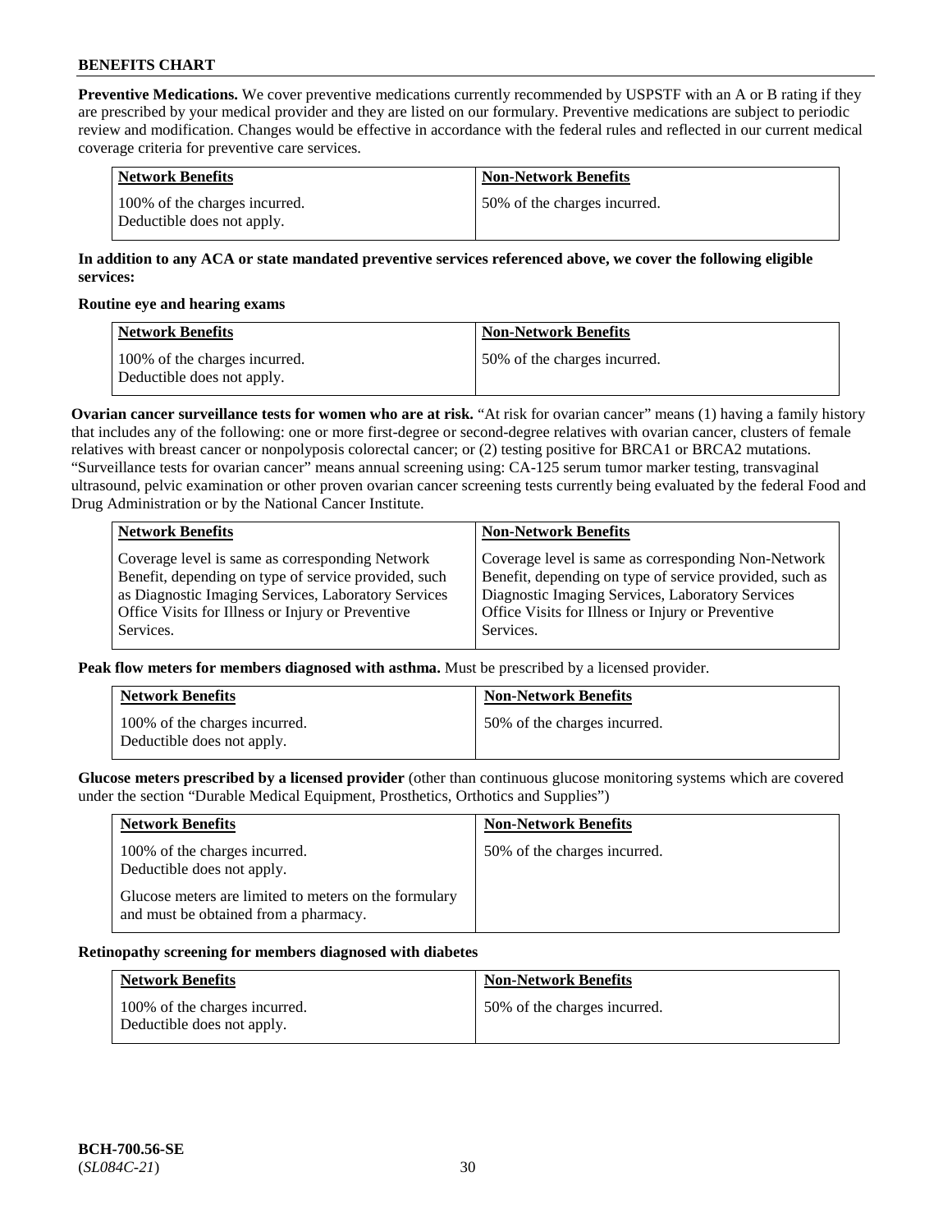**Preventive Medications.** We cover preventive medications currently recommended by USPSTF with an A or B rating if they are prescribed by your medical provider and they are listed on our formulary. Preventive medications are subject to periodic review and modification. Changes would be effective in accordance with the federal rules and reflected in our current medical coverage criteria for preventive care services.

| Network Benefits | Non-Network Benefits |
|---|---|
| 100% of the charges incurred. Deductible does not apply. | 50% of the charges incurred. |

**In addition to any ACA or state mandated preventive services referenced above, we cover the following eligible services:**

**Routine eye and hearing exams**

| Network Benefits | Non-Network Benefits |
|---|---|
| 100% of the charges incurred. Deductible does not apply. | 50% of the charges incurred. |

**Ovarian cancer surveillance tests for women who are at risk.** "At risk for ovarian cancer" means (1) having a family history that includes any of the following: one or more first-degree or second-degree relatives with ovarian cancer, clusters of female relatives with breast cancer or nonpolyposis colorectal cancer; or (2) testing positive for BRCA1 or BRCA2 mutations. "Surveillance tests for ovarian cancer" means annual screening using: CA-125 serum tumor marker testing, transvaginal ultrasound, pelvic examination or other proven ovarian cancer screening tests currently being evaluated by the federal Food and Drug Administration or by the National Cancer Institute.

| Network Benefits | Non-Network Benefits |
|---|---|
| Coverage level is same as corresponding Network Benefit, depending on type of service provided, such as Diagnostic Imaging Services, Laboratory Services Office Visits for Illness or Injury or Preventive Services. | Coverage level is same as corresponding Non-Network Benefit, depending on type of service provided, such as Diagnostic Imaging Services, Laboratory Services Office Visits for Illness or Injury or Preventive Services. |

**Peak flow meters for members diagnosed with asthma.** Must be prescribed by a licensed provider.

| Network Benefits | Non-Network Benefits |
|---|---|
| 100% of the charges incurred. Deductible does not apply. | 50% of the charges incurred. |

**Glucose meters prescribed by a licensed provider** (other than continuous glucose monitoring systems which are covered under the section "Durable Medical Equipment, Prosthetics, Orthotics and Supplies")

| Network Benefits | Non-Network Benefits |
|---|---|
| 100% of the charges incurred. Deductible does not apply.<br><br>Glucose meters are limited to meters on the formulary and must be obtained from a pharmacy. | 50% of the charges incurred. |

**Retinopathy screening for members diagnosed with diabetes**

| Network Benefits | Non-Network Benefits |
|---|---|
| 100% of the charges incurred. Deductible does not apply. | 50% of the charges incurred. |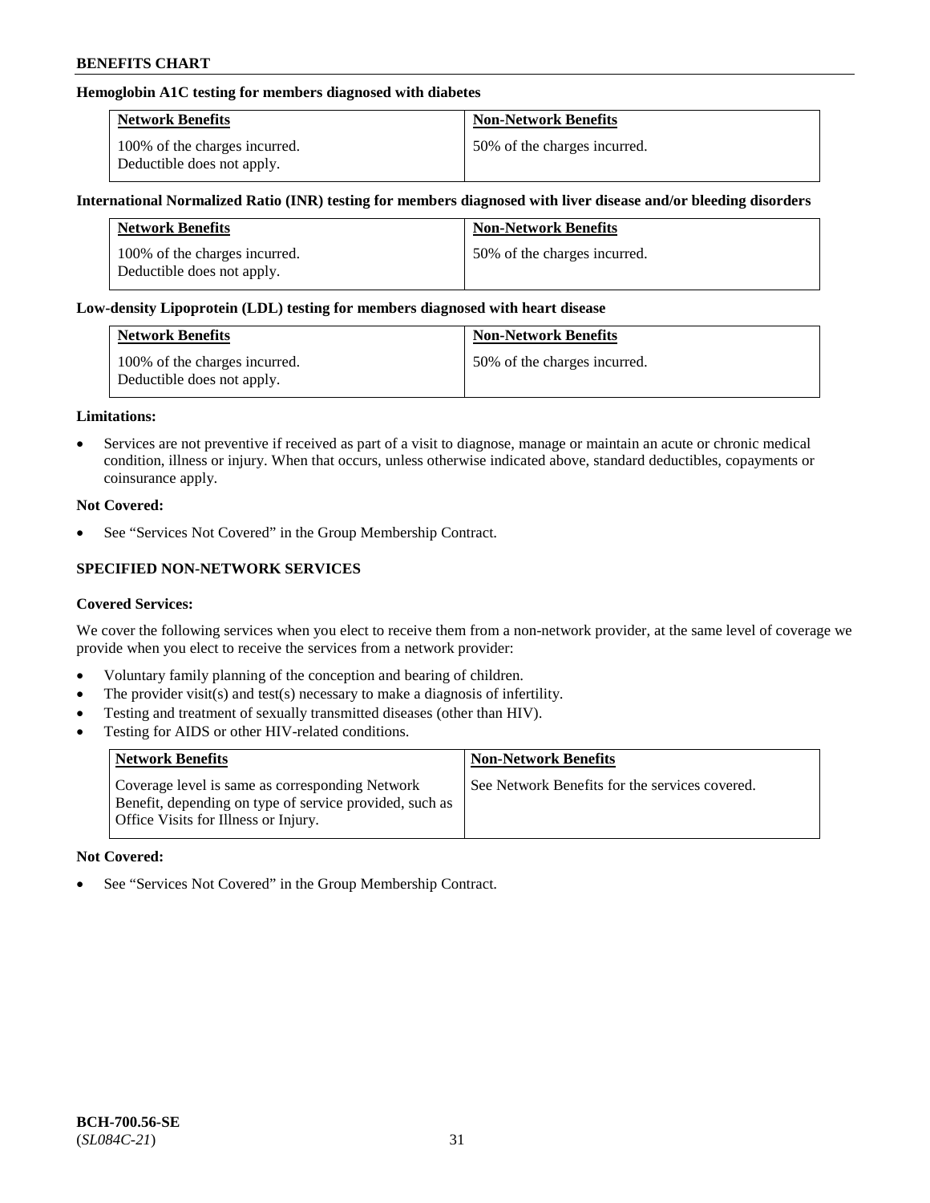**Hemoglobin A1C testing for members diagnosed with diabetes**

| Network Benefits | Non-Network Benefits |
|---|---|
| 100% of the charges incurred. Deductible does not apply. | 50% of the charges incurred. |

**International Normalized Ratio (INR) testing for members diagnosed with liver disease and/or bleeding disorders**

| Network Benefits | Non-Network Benefits |
|---|---|
| 100% of the charges incurred. Deductible does not apply. | 50% of the charges incurred. |

**Low-density Lipoprotein (LDL) testing for members diagnosed with heart disease**

| Network Benefits | Non-Network Benefits |
|---|---|
| 100% of the charges incurred. Deductible does not apply. | 50% of the charges incurred. |

**Limitations:**

- Services are not preventive if received as part of a visit to diagnose, manage or maintain an acute or chronic medical condition, illness or injury. When that occurs, unless otherwise indicated above, standard deductibles, copayments or coinsurance apply.

**Not Covered:**

- See "Services Not Covered" in the Group Membership Contract.

## SPECIFIED NON-NETWORK SERVICES

**Covered Services:**

We cover the following services when you elect to receive them from a non-network provider, at the same level of coverage we provide when you elect to receive the services from a network provider:

- Voluntary family planning of the conception and bearing of children.
- The provider visit(s) and test(s) necessary to make a diagnosis of infertility.
- Testing and treatment of sexually transmitted diseases (other than HIV).
- Testing for AIDS or other HIV-related conditions.

| Network Benefits | Non-Network Benefits |
|---|---|
| Coverage level is same as corresponding Network Benefit, depending on type of service provided, such as Office Visits for Illness or Injury. | See Network Benefits for the services covered. |

**Not Covered:**

- See "Services Not Covered" in the Group Membership Contract.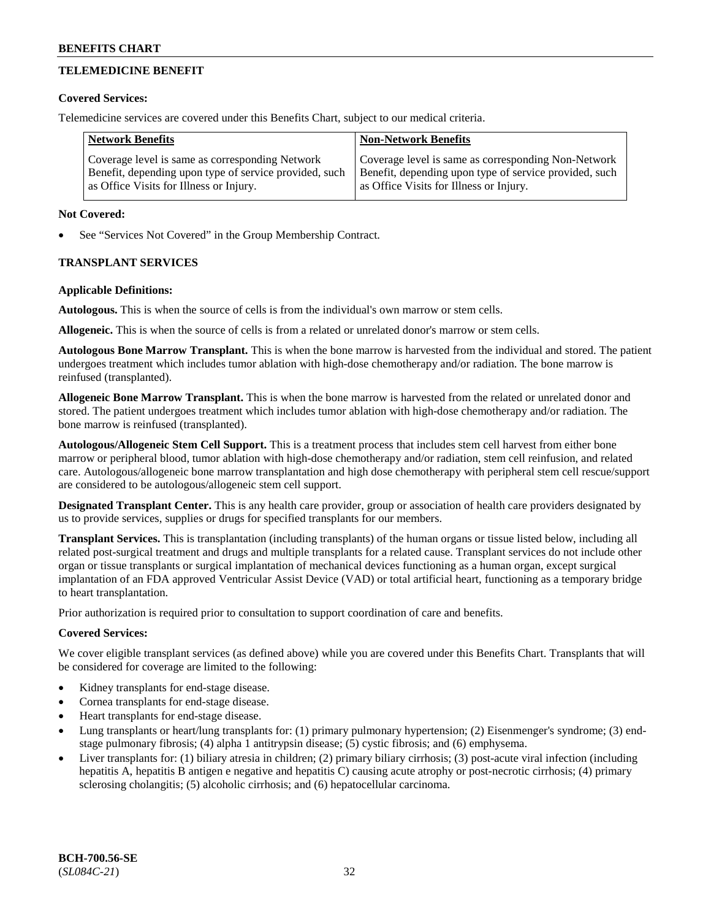## TELEMEDICINE BENEFIT

**Covered Services:**

Telemedicine services are covered under this Benefits Chart, subject to our medical criteria.

| Network Benefits | Non-Network Benefits |
|---|---|
| Coverage level is same as corresponding Network Benefit, depending upon type of service provided, such as Office Visits for Illness or Injury. | Coverage level is same as corresponding Non-Network Benefit, depending upon type of service provided, such as Office Visits for Illness or Injury. |

**Not Covered:**

- See "Services Not Covered" in the Group Membership Contract.

## TRANSPLANT SERVICES

**Applicable Definitions:**

**Autologous.** This is when the source of cells is from the individual's own marrow or stem cells.

**Allogeneic.** This is when the source of cells is from a related or unrelated donor's marrow or stem cells.

**Autologous Bone Marrow Transplant.** This is when the bone marrow is harvested from the individual and stored. The patient undergoes treatment which includes tumor ablation with high-dose chemotherapy and/or radiation. The bone marrow is reinfused (transplanted).

**Allogeneic Bone Marrow Transplant.** This is when the bone marrow is harvested from the related or unrelated donor and stored. The patient undergoes treatment which includes tumor ablation with high-dose chemotherapy and/or radiation. The bone marrow is reinfused (transplanted).

**Autologous/Allogeneic Stem Cell Support.** This is a treatment process that includes stem cell harvest from either bone marrow or peripheral blood, tumor ablation with high-dose chemotherapy and/or radiation, stem cell reinfusion, and related care. Autologous/allogeneic bone marrow transplantation and high dose chemotherapy with peripheral stem cell rescue/support are considered to be autologous/allogeneic stem cell support.

**Designated Transplant Center.** This is any health care provider, group or association of health care providers designated by us to provide services, supplies or drugs for specified transplants for our members.

**Transplant Services.** This is transplantation (including transplants) of the human organs or tissue listed below, including all related post-surgical treatment and drugs and multiple transplants for a related cause. Transplant services do not include other organ or tissue transplants or surgical implantation of mechanical devices functioning as a human organ, except surgical implantation of an FDA approved Ventricular Assist Device (VAD) or total artificial heart, functioning as a temporary bridge to heart transplantation.

Prior authorization is required prior to consultation to support coordination of care and benefits.

**Covered Services:**

We cover eligible transplant services (as defined above) while you are covered under this Benefits Chart. Transplants that will be considered for coverage are limited to the following:

- Kidney transplants for end-stage disease.
- Cornea transplants for end-stage disease.
- Heart transplants for end-stage disease.
- Lung transplants or heart/lung transplants for: (1) primary pulmonary hypertension; (2) Eisenmenger's syndrome; (3) end-stage pulmonary fibrosis; (4) alpha 1 antitrypsin disease; (5) cystic fibrosis; and (6) emphysema.
- Liver transplants for: (1) biliary atresia in children; (2) primary biliary cirrhosis; (3) post-acute viral infection (including hepatitis A, hepatitis B antigen e negative and hepatitis C) causing acute atrophy or post-necrotic cirrhosis; (4) primary sclerosing cholangitis; (5) alcoholic cirrhosis; and (6) hepatocellular carcinoma.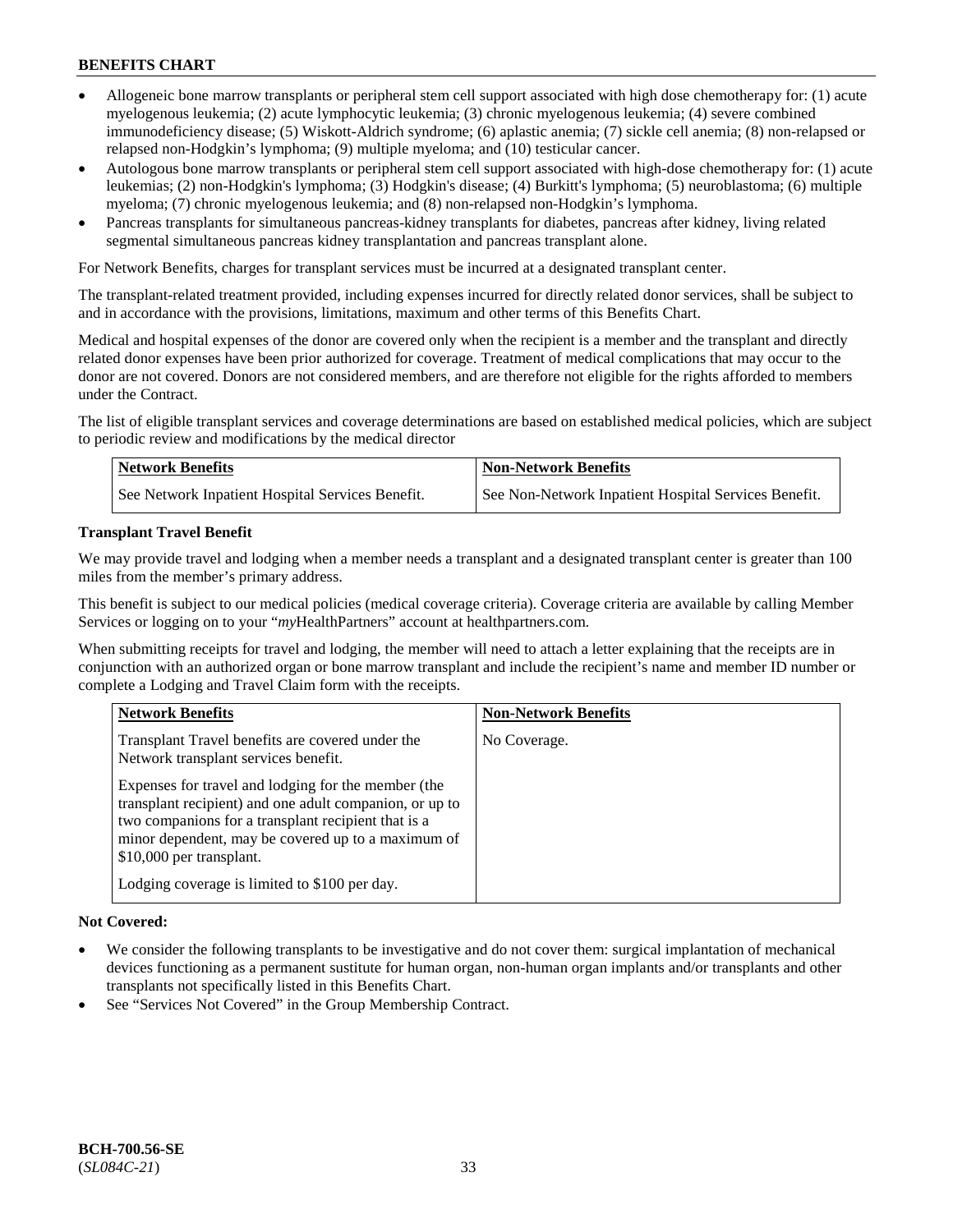- Allogeneic bone marrow transplants or peripheral stem cell support associated with high dose chemotherapy for: (1) acute myelogenous leukemia; (2) acute lymphocytic leukemia; (3) chronic myelogenous leukemia; (4) severe combined immunodeficiency disease; (5) Wiskott-Aldrich syndrome; (6) aplastic anemia; (7) sickle cell anemia; (8) non-relapsed or relapsed non-Hodgkin's lymphoma; (9) multiple myeloma; and (10) testicular cancer.
- Autologous bone marrow transplants or peripheral stem cell support associated with high-dose chemotherapy for: (1) acute leukemias; (2) non-Hodgkin's lymphoma; (3) Hodgkin's disease; (4) Burkitt's lymphoma; (5) neuroblastoma; (6) multiple myeloma; (7) chronic myelogenous leukemia; and (8) non-relapsed non-Hodgkin's lymphoma.
- Pancreas transplants for simultaneous pancreas-kidney transplants for diabetes, pancreas after kidney, living related segmental simultaneous pancreas kidney transplantation and pancreas transplant alone.

For Network Benefits, charges for transplant services must be incurred at a designated transplant center.

The transplant-related treatment provided, including expenses incurred for directly related donor services, shall be subject to and in accordance with the provisions, limitations, maximum and other terms of this Benefits Chart.

Medical and hospital expenses of the donor are covered only when the recipient is a member and the transplant and directly related donor expenses have been prior authorized for coverage. Treatment of medical complications that may occur to the donor are not covered. Donors are not considered members, and are therefore not eligible for the rights afforded to members under the Contract.

The list of eligible transplant services and coverage determinations are based on established medical policies, which are subject to periodic review and modifications by the medical director

| Network Benefits | Non-Network Benefits |
|---|---|
| See Network Inpatient Hospital Services Benefit. | See Non-Network Inpatient Hospital Services Benefit. |

**Transplant Travel Benefit**

We may provide travel and lodging when a member needs a transplant and a designated transplant center is greater than 100 miles from the member's primary address.

This benefit is subject to our medical policies (medical coverage criteria). Coverage criteria are available by calling Member Services or logging on to your "*my*HealthPartners" account at healthpartners.com.

When submitting receipts for travel and lodging, the member will need to attach a letter explaining that the receipts are in conjunction with an authorized organ or bone marrow transplant and include the recipient's name and member ID number or complete a Lodging and Travel Claim form with the receipts.

| Network Benefits | Non-Network Benefits |
|---|---|
| Transplant Travel benefits are covered under the Network transplant services benefit.<br><br>Expenses for travel and lodging for the member (the transplant recipient) and one adult companion, or up to two companions for a transplant recipient that is a minor dependent, may be covered up to a maximum of $10,000 per transplant.<br><br>Lodging coverage is limited to $100 per day. | No Coverage. |

**Not Covered:**

- We consider the following transplants to be investigative and do not cover them: surgical implantation of mechanical devices functioning as a permanent sustitute for human organ, non-human organ implants and/or transplants and other transplants not specifically listed in this Benefits Chart.
- See "Services Not Covered" in the Group Membership Contract.